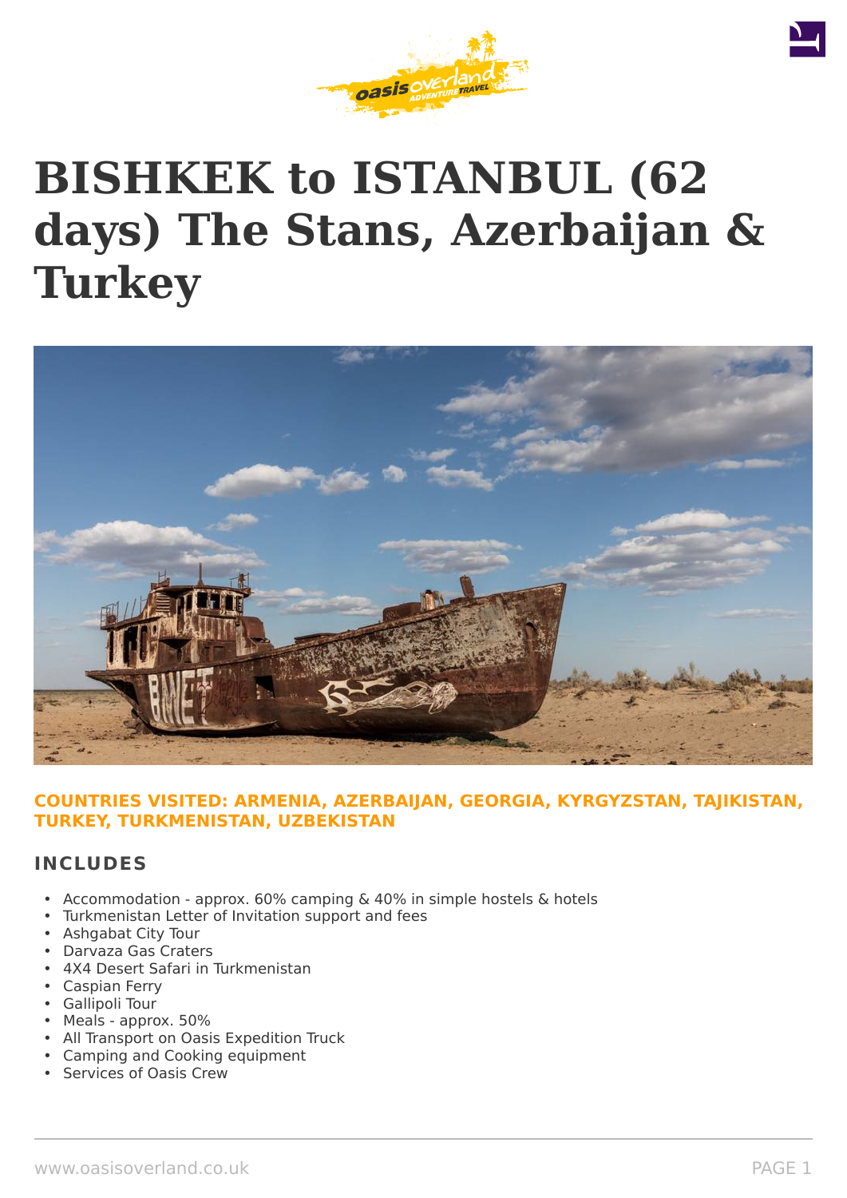# BISHKEK to ISTANBUL (62 days) The Stans, Azerbaijan & Turkey

**COUNTRIES VISITED: ARMENIA, AZERBAIJAN, GEORGIA, KYRGYZSTAN, TAJIKISTAN, TURKEY, TURKMENISTAN, UZBEKISTAN**

## INCLUDES

- Accommodation - approx. 60% camping & 40% in simple hostels & hotels
- Turkmenistan Letter of Invitation support and fees
- Ashgabat City Tour
- Darvaza Gas Craters
- 4X4 Desert Safari in Turkmenistan
- Caspian Ferry
- Gallipoli Tour
- Meals - approx. 50%
- All Transport on Oasis Expedition Truck
- Camping and Cooking equipment
- Services of Oasis Crew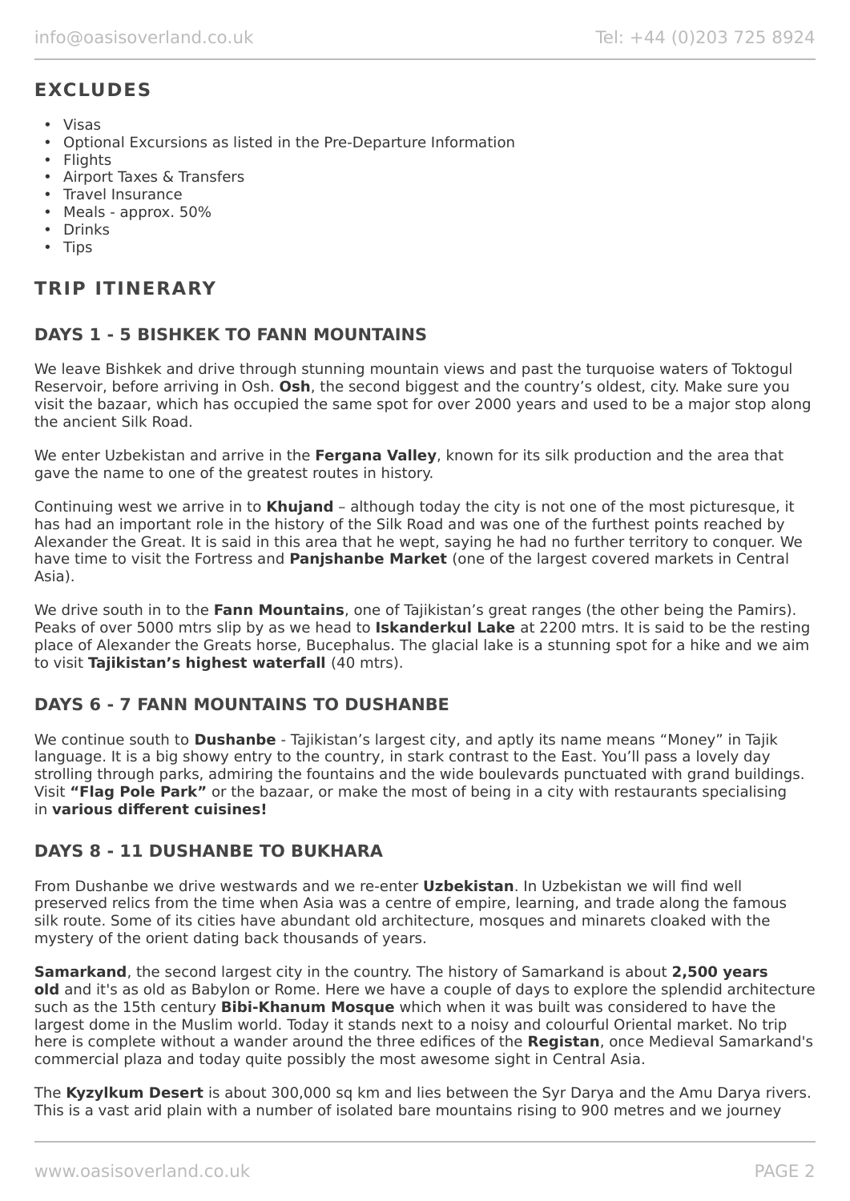## EXCLUDES

- Visas
- Optional Excursions as listed in the Pre-Departure Information
- Flights
- Airport Taxes & Transfers
- Travel Insurance
- Meals - approx. 50%
- Drinks
- Tips

## TRIP ITINERARY

### DAYS 1 - 5 BISHKEK TO FANN MOUNTAINS

We leave Bishkek and drive through stunning mountain views and past the turquoise waters of Toktogul Reservoir, before arriving in Osh. **Osh**, the second biggest and the country's oldest, city. Make sure you visit the bazaar, which has occupied the same spot for over 2000 years and used to be a major stop along the ancient Silk Road.

We enter Uzbekistan and arrive in the **Fergana Valley**, known for its silk production and the area that gave the name to one of the greatest routes in history.

Continuing west we arrive in to **Khujand** – although today the city is not one of the most picturesque, it has had an important role in the history of the Silk Road and was one of the furthest points reached by Alexander the Great. It is said in this area that he wept, saying he had no further territory to conquer. We have time to visit the Fortress and **Panjshanbe Market** (one of the largest covered markets in Central Asia).

We drive south in to the **Fann Mountains**, one of Tajikistan's great ranges (the other being the Pamirs). Peaks of over 5000 mtrs slip by as we head to **Iskanderkul Lake** at 2200 mtrs. It is said to be the resting place of Alexander the Greats horse, Bucephalus. The glacial lake is a stunning spot for a hike and we aim to visit **Tajikistan's highest waterfall** (40 mtrs).

### DAYS 6 - 7 FANN MOUNTAINS TO DUSHANBE

We continue south to **Dushanbe** - Tajikistan's largest city, and aptly its name means "Money" in Tajik language. It is a big showy entry to the country, in stark contrast to the East. You'll pass a lovely day strolling through parks, admiring the fountains and the wide boulevards punctuated with grand buildings. Visit **"Flag Pole Park"** or the bazaar, or make the most of being in a city with restaurants specialising in **various different cuisines!**

### DAYS 8 - 11 DUSHANBE TO BUKHARA

From Dushanbe we drive westwards and we re-enter **Uzbekistan**. In Uzbekistan we will find well preserved relics from the time when Asia was a centre of empire, learning, and trade along the famous silk route. Some of its cities have abundant old architecture, mosques and minarets cloaked with the mystery of the orient dating back thousands of years.

**Samarkand**, the second largest city in the country. The history of Samarkand is about **2,500 years old** and it's as old as Babylon or Rome. Here we have a couple of days to explore the splendid architecture such as the 15th century **Bibi-Khanum Mosque** which when it was built was considered to have the largest dome in the Muslim world. Today it stands next to a noisy and colourful Oriental market. No trip here is complete without a wander around the three edifices of the **Registan**, once Medieval Samarkand's commercial plaza and today quite possibly the most awesome sight in Central Asia.

The **Kyzylkum Desert** is about 300,000 sq km and lies between the Syr Darya and the Amu Darya rivers. This is a vast arid plain with a number of isolated bare mountains rising to 900 metres and we journey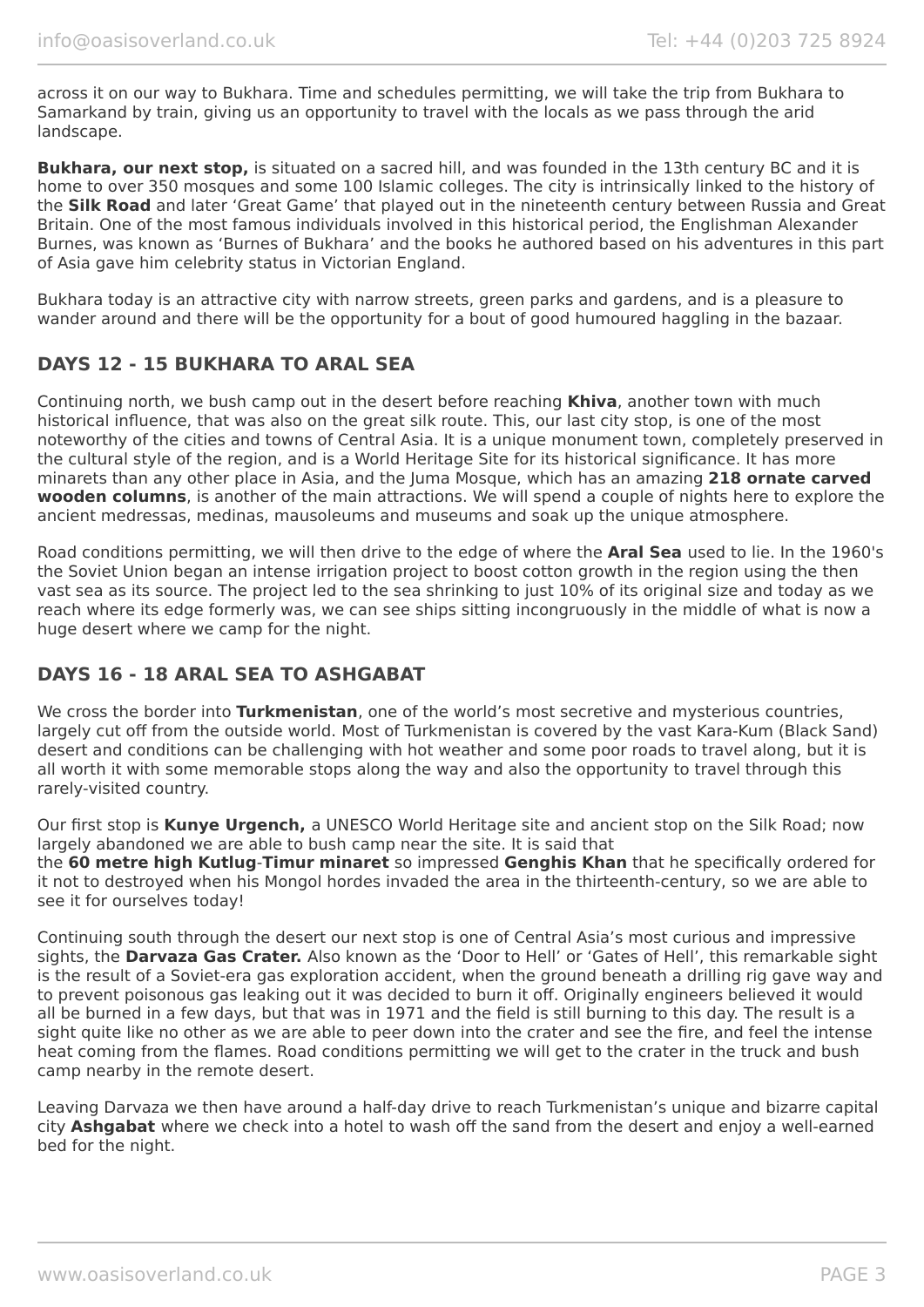across it on our way to Bukhara. Time and schedules permitting, we will take the trip from Bukhara to Samarkand by train, giving us an opportunity to travel with the locals as we pass through the arid landscape.

**Bukhara, our next stop,** is situated on a sacred hill, and was founded in the 13th century BC and it is home to over 350 mosques and some 100 Islamic colleges. The city is intrinsically linked to the history of the **Silk Road** and later 'Great Game' that played out in the nineteenth century between Russia and Great Britain. One of the most famous individuals involved in this historical period, the Englishman Alexander Burnes, was known as 'Burnes of Bukhara' and the books he authored based on his adventures in this part of Asia gave him celebrity status in Victorian England.

Bukhara today is an attractive city with narrow streets, green parks and gardens, and is a pleasure to wander around and there will be the opportunity for a bout of good humoured haggling in the bazaar.

## DAYS 12 - 15 BUKHARA TO ARAL SEA

Continuing north, we bush camp out in the desert before reaching **Khiva**, another town with much historical influence, that was also on the great silk route. This, our last city stop, is one of the most noteworthy of the cities and towns of Central Asia. It is a unique monument town, completely preserved in the cultural style of the region, and is a World Heritage Site for its historical significance. It has more minarets than any other place in Asia, and the Juma Mosque, which has an amazing **218 ornate carved wooden columns**, is another of the main attractions. We will spend a couple of nights here to explore the ancient medressas, medinas, mausoleums and museums and soak up the unique atmosphere.

Road conditions permitting, we will then drive to the edge of where the **Aral Sea** used to lie. In the 1960's the Soviet Union began an intense irrigation project to boost cotton growth in the region using the then vast sea as its source. The project led to the sea shrinking to just 10% of its original size and today as we reach where its edge formerly was, we can see ships sitting incongruously in the middle of what is now a huge desert where we camp for the night.

## DAYS 16 - 18 ARAL SEA TO ASHGABAT

We cross the border into **Turkmenistan**, one of the world's most secretive and mysterious countries, largely cut off from the outside world. Most of Turkmenistan is covered by the vast Kara-Kum (Black Sand) desert and conditions can be challenging with hot weather and some poor roads to travel along, but it is all worth it with some memorable stops along the way and also the opportunity to travel through this rarely-visited country.

Our first stop is **Kunye Urgench,** a UNESCO World Heritage site and ancient stop on the Silk Road; now largely abandoned we are able to bush camp near the site. It is said that the **60 metre high Kutlug**-**Timur minaret** so impressed **Genghis Khan** that he specifically ordered for it not to destroyed when his Mongol hordes invaded the area in the thirteenth-century, so we are able to see it for ourselves today!

Continuing south through the desert our next stop is one of Central Asia's most curious and impressive sights, the **Darvaza Gas Crater.** Also known as the 'Door to Hell' or 'Gates of Hell', this remarkable sight is the result of a Soviet-era gas exploration accident, when the ground beneath a drilling rig gave way and to prevent poisonous gas leaking out it was decided to burn it off. Originally engineers believed it would all be burned in a few days, but that was in 1971 and the field is still burning to this day. The result is a sight quite like no other as we are able to peer down into the crater and see the fire, and feel the intense heat coming from the flames. Road conditions permitting we will get to the crater in the truck and bush camp nearby in the remote desert.

Leaving Darvaza we then have around a half-day drive to reach Turkmenistan's unique and bizarre capital city **Ashgabat** where we check into a hotel to wash off the sand from the desert and enjoy a well-earned bed for the night.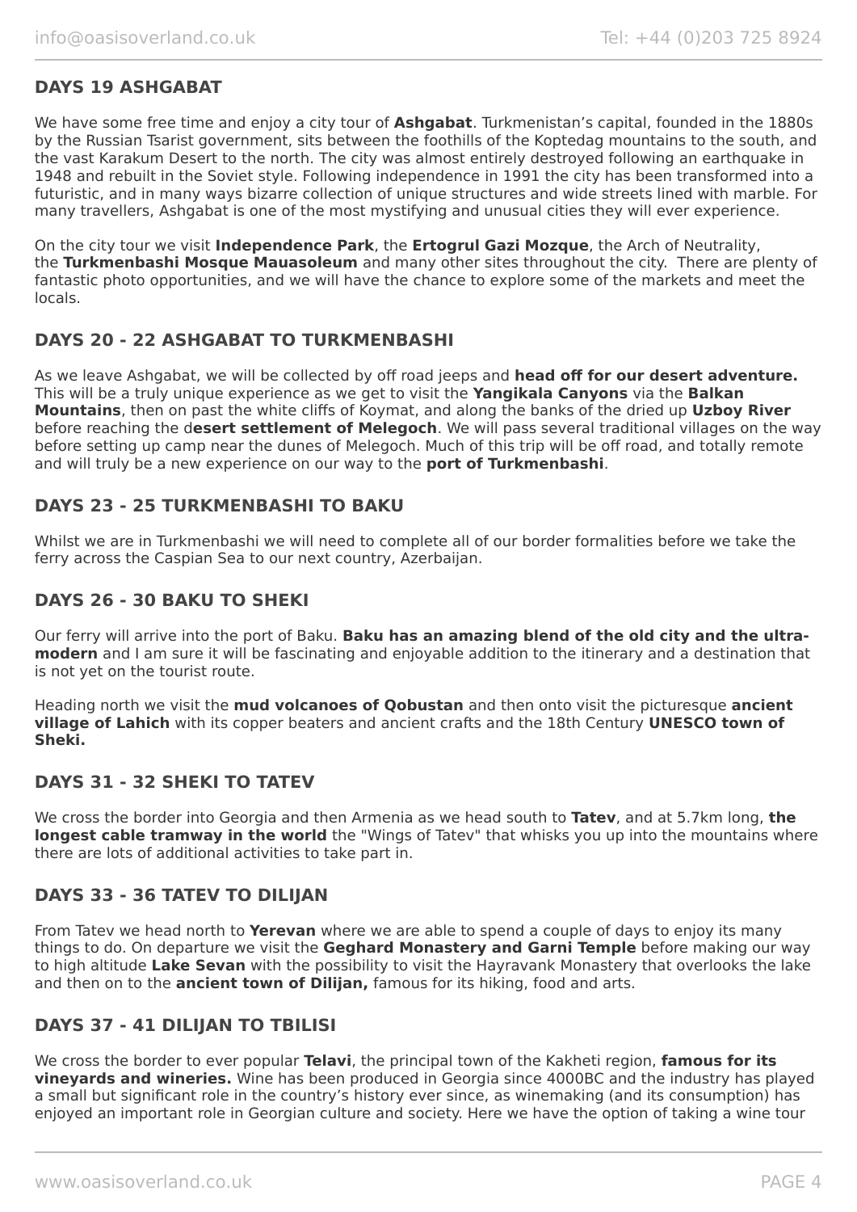## DAYS 19 ASHGABAT

We have some free time and enjoy a city tour of **Ashgabat**. Turkmenistan's capital, founded in the 1880s by the Russian Tsarist government, sits between the foothills of the Koptedag mountains to the south, and the vast Karakum Desert to the north. The city was almost entirely destroyed following an earthquake in 1948 and rebuilt in the Soviet style. Following independence in 1991 the city has been transformed into a futuristic, and in many ways bizarre collection of unique structures and wide streets lined with marble. For many travellers, Ashgabat is one of the most mystifying and unusual cities they will ever experience.

On the city tour we visit **Independence Park**, the **Ertogrul Gazi Mozque**, the Arch of Neutrality, the **Turkmenbashi Mosque Mauasoleum** and many other sites throughout the city. There are plenty of fantastic photo opportunities, and we will have the chance to explore some of the markets and meet the locals.

## DAYS 20 - 22 ASHGABAT TO TURKMENBASHI

As we leave Ashgabat, we will be collected by off road jeeps and **head off for our desert adventure.** This will be a truly unique experience as we get to visit the **Yangikala Canyons** via the **Balkan Mountains**, then on past the white cliffs of Koymat, and along the banks of the dried up **Uzboy River** before reaching the d**esert settlement of Melegoch**. We will pass several traditional villages on the way before setting up camp near the dunes of Melegoch. Much of this trip will be off road, and totally remote and will truly be a new experience on our way to the **port of Turkmenbashi**.

## DAYS 23 - 25 TURKMENBASHI TO BAKU

Whilst we are in Turkmenbashi we will need to complete all of our border formalities before we take the ferry across the Caspian Sea to our next country, Azerbaijan.

## DAYS 26 - 30 BAKU TO SHEKI

Our ferry will arrive into the port of Baku. **Baku has an amazing blend of the old city and the ultra-modern** and I am sure it will be fascinating and enjoyable addition to the itinerary and a destination that is not yet on the tourist route.

Heading north we visit the **mud volcanoes of Qobustan** and then onto visit the picturesque **ancient village of Lahich** with its copper beaters and ancient crafts and the 18th Century **UNESCO town of Sheki.**

## DAYS 31 - 32 SHEKI TO TATEV

We cross the border into Georgia and then Armenia as we head south to **Tatev**, and at 5.7km long, **the longest cable tramway in the world** the "Wings of Tatev" that whisks you up into the mountains where there are lots of additional activities to take part in.

## DAYS 33 - 36 TATEV TO DILIJAN

From Tatev we head north to **Yerevan** where we are able to spend a couple of days to enjoy its many things to do. On departure we visit the **Geghard Monastery and Garni Temple** before making our way to high altitude **Lake Sevan** with the possibility to visit the Hayravank Monastery that overlooks the lake and then on to the **ancient town of Dilijan,** famous for its hiking, food and arts.

## DAYS 37 - 41 DILIJAN TO TBILISI

We cross the border to ever popular **Telavi**, the principal town of the Kakheti region, **famous for its vineyards and wineries.** Wine has been produced in Georgia since 4000BC and the industry has played a small but significant role in the country's history ever since, as winemaking (and its consumption) has enjoyed an important role in Georgian culture and society. Here we have the option of taking a wine tour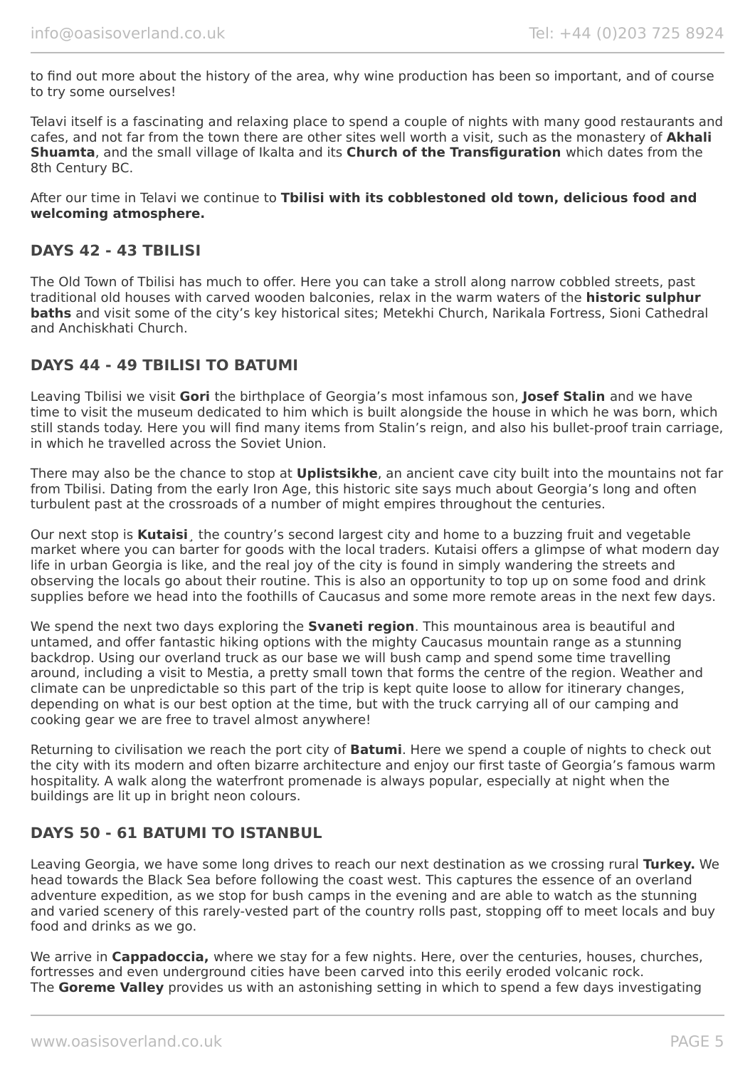to find out more about the history of the area, why wine production has been so important, and of course to try some ourselves!

Telavi itself is a fascinating and relaxing place to spend a couple of nights with many good restaurants and cafes, and not far from the town there are other sites well worth a visit, such as the monastery of **Akhali Shuamta**, and the small village of Ikalta and its **Church of the Transfiguration** which dates from the 8th Century BC.

After our time in Telavi we continue to **Tbilisi with its cobblestoned old town, delicious food and welcoming atmosphere.**

## DAYS 42 - 43 TBILISI

The Old Town of Tbilisi has much to offer. Here you can take a stroll along narrow cobbled streets, past traditional old houses with carved wooden balconies, relax in the warm waters of the **historic sulphur baths** and visit some of the city's key historical sites; Metekhi Church, Narikala Fortress, Sioni Cathedral and Anchiskhati Church.

## DAYS 44 - 49 TBILISI TO BATUMI

Leaving Tbilisi we visit **Gori** the birthplace of Georgia's most infamous son, **Josef Stalin** and we have time to visit the museum dedicated to him which is built alongside the house in which he was born, which still stands today. Here you will find many items from Stalin's reign, and also his bullet-proof train carriage, in which he travelled across the Soviet Union.

There may also be the chance to stop at **Uplistsikhe**, an ancient cave city built into the mountains not far from Tbilisi. Dating from the early Iron Age, this historic site says much about Georgia's long and often turbulent past at the crossroads of a number of might empires throughout the centuries.

Our next stop is **Kutaisi**¸ the country's second largest city and home to a buzzing fruit and vegetable market where you can barter for goods with the local traders. Kutaisi offers a glimpse of what modern day life in urban Georgia is like, and the real joy of the city is found in simply wandering the streets and observing the locals go about their routine. This is also an opportunity to top up on some food and drink supplies before we head into the foothills of Caucasus and some more remote areas in the next few days.

We spend the next two days exploring the **Svaneti region**. This mountainous area is beautiful and untamed, and offer fantastic hiking options with the mighty Caucasus mountain range as a stunning backdrop. Using our overland truck as our base we will bush camp and spend some time travelling around, including a visit to Mestia, a pretty small town that forms the centre of the region. Weather and climate can be unpredictable so this part of the trip is kept quite loose to allow for itinerary changes, depending on what is our best option at the time, but with the truck carrying all of our camping and cooking gear we are free to travel almost anywhere!

Returning to civilisation we reach the port city of **Batumi**. Here we spend a couple of nights to check out the city with its modern and often bizarre architecture and enjoy our first taste of Georgia's famous warm hospitality. A walk along the waterfront promenade is always popular, especially at night when the buildings are lit up in bright neon colours.

## DAYS 50 - 61 BATUMI TO ISTANBUL

Leaving Georgia, we have some long drives to reach our next destination as we crossing rural **Turkey.** We head towards the Black Sea before following the coast west. This captures the essence of an overland adventure expedition, as we stop for bush camps in the evening and are able to watch as the stunning and varied scenery of this rarely-vested part of the country rolls past, stopping off to meet locals and buy food and drinks as we go.

We arrive in **Cappadoccia,** where we stay for a few nights. Here, over the centuries, houses, churches, fortresses and even underground cities have been carved into this eerily eroded volcanic rock.
The **Goreme Valley** provides us with an astonishing setting in which to spend a few days investigating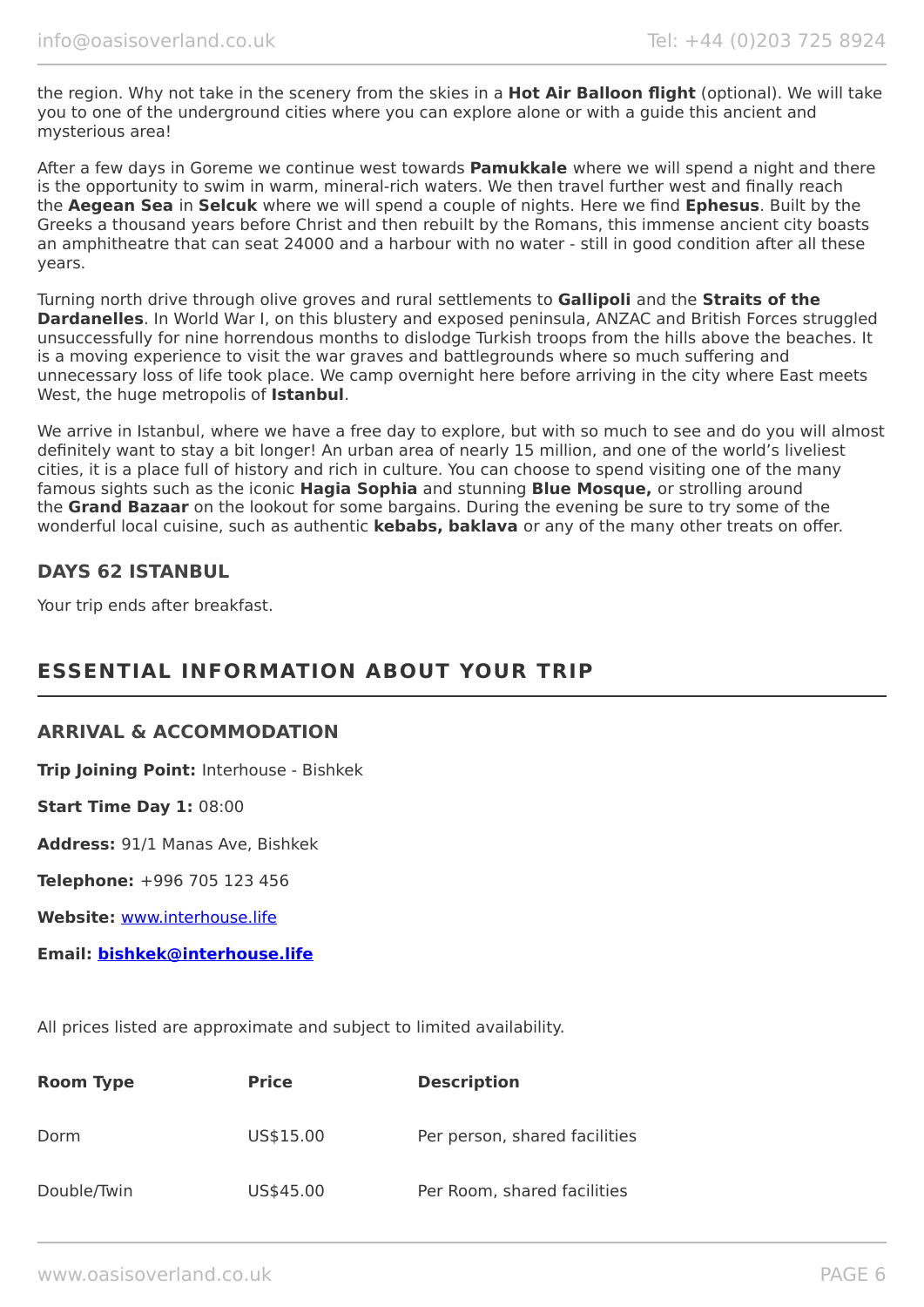the region. Why not take in the scenery from the skies in a **Hot Air Balloon flight** (optional). We will take you to one of the underground cities where you can explore alone or with a guide this ancient and mysterious area!

After a few days in Goreme we continue west towards **Pamukkale** where we will spend a night and there is the opportunity to swim in warm, mineral-rich waters. We then travel further west and finally reach the **Aegean Sea** in **Selcuk** where we will spend a couple of nights. Here we find **Ephesus**. Built by the Greeks a thousand years before Christ and then rebuilt by the Romans, this immense ancient city boasts an amphitheatre that can seat 24000 and a harbour with no water - still in good condition after all these years.

Turning north drive through olive groves and rural settlements to **Gallipoli** and the **Straits of the Dardanelles**. In World War I, on this blustery and exposed peninsula, ANZAC and British Forces struggled unsuccessfully for nine horrendous months to dislodge Turkish troops from the hills above the beaches. It is a moving experience to visit the war graves and battlegrounds where so much suffering and unnecessary loss of life took place. We camp overnight here before arriving in the city where East meets West, the huge metropolis of **Istanbul**.

We arrive in Istanbul, where we have a free day to explore, but with so much to see and do you will almost definitely want to stay a bit longer! An urban area of nearly 15 million, and one of the world's liveliest cities, it is a place full of history and rich in culture. You can choose to spend visiting one of the many famous sights such as the iconic **Hagia Sophia** and stunning **Blue Mosque,** or strolling around the **Grand Bazaar** on the lookout for some bargains. During the evening be sure to try some of the wonderful local cuisine, such as authentic **kebabs, baklava** or any of the many other treats on offer.

### DAYS 62 ISTANBUL

Your trip ends after breakfast.

## ESSENTIAL INFORMATION ABOUT YOUR TRIP

### ARRIVAL & ACCOMMODATION

**Trip Joining Point:** Interhouse - Bishkek

**Start Time Day 1:** 08:00

**Address:** 91/1 Manas Ave, Bishkek

**Telephone:** +996 705 123 456

**Website:** www.interhouse.life

**Email: bishkek@interhouse.life**

All prices listed are approximate and subject to limited availability.

| Room Type | Price | Description |
|---|---|---|
| Dorm | US$15.00 | Per person, shared facilities |
| Double/Twin | US$45.00 | Per Room, shared facilities |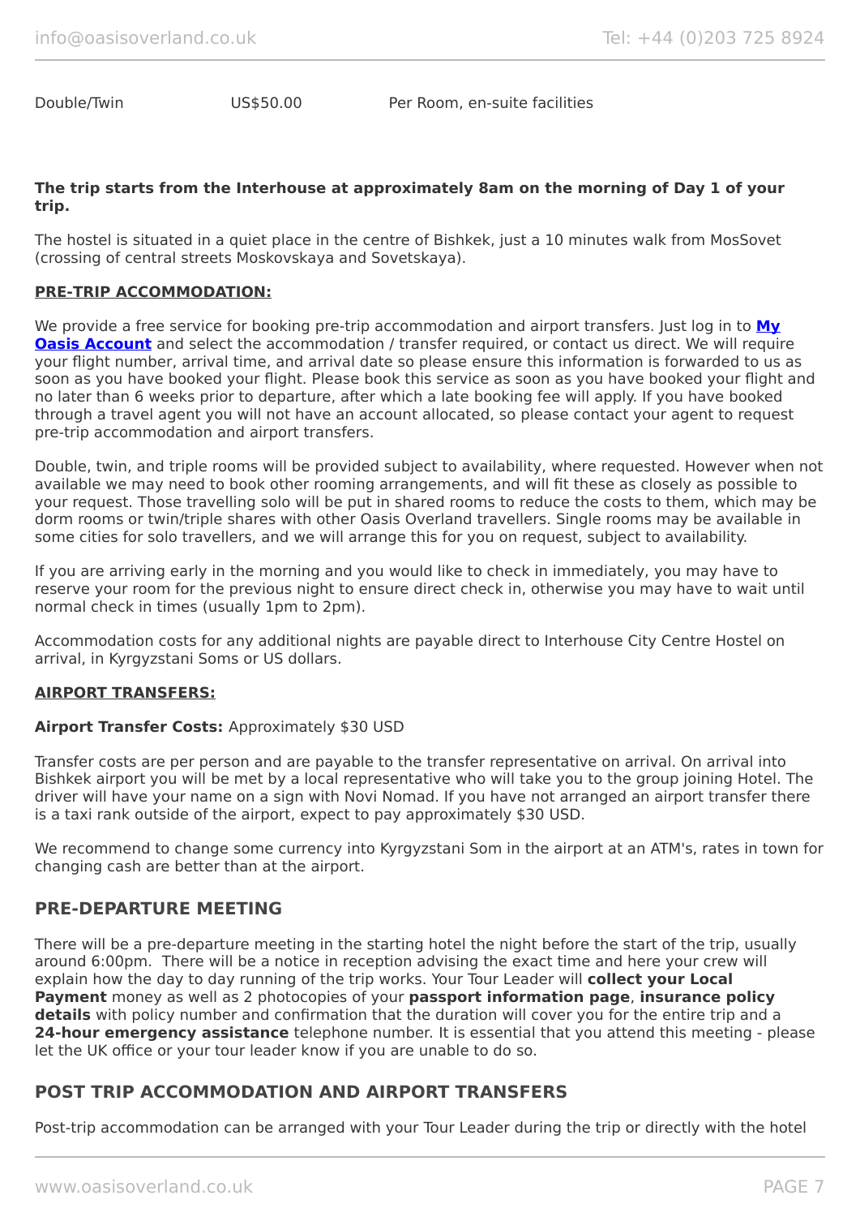| Double/Twin | US$50.00 | Per Room, en-suite facilities |
|---|---|---|

**The trip starts from the Interhouse at approximately 8am on the morning of Day 1 of your trip.**

The hostel is situated in a quiet place in the centre of Bishkek, just a 10 minutes walk from MosSovet (crossing of central streets Moskovskaya and Sovetskaya).

**PRE-TRIP ACCOMMODATION:**

We provide a free service for booking pre-trip accommodation and airport transfers. Just log in to **My Oasis Account** and select the accommodation / transfer required, or contact us direct. We will require your flight number, arrival time, and arrival date so please ensure this information is forwarded to us as soon as you have booked your flight. Please book this service as soon as you have booked your flight and no later than 6 weeks prior to departure, after which a late booking fee will apply. If you have booked through a travel agent you will not have an account allocated, so please contact your agent to request pre-trip accommodation and airport transfers.

Double, twin, and triple rooms will be provided subject to availability, where requested. However when not available we may need to book other rooming arrangements, and will fit these as closely as possible to your request. Those travelling solo will be put in shared rooms to reduce the costs to them, which may be dorm rooms or twin/triple shares with other Oasis Overland travellers. Single rooms may be available in some cities for solo travellers, and we will arrange this for you on request, subject to availability.

If you are arriving early in the morning and you would like to check in immediately, you may have to reserve your room for the previous night to ensure direct check in, otherwise you may have to wait until normal check in times (usually 1pm to 2pm).

Accommodation costs for any additional nights are payable direct to Interhouse City Centre Hostel on arrival, in Kyrgyzstani Soms or US dollars.

**AIRPORT TRANSFERS:**

**Airport Transfer Costs:** Approximately $30 USD

Transfer costs are per person and are payable to the transfer representative on arrival. On arrival into Bishkek airport you will be met by a local representative who will take you to the group joining Hotel. The driver will have your name on a sign with Novi Nomad. If you have not arranged an airport transfer there is a taxi rank outside of the airport, expect to pay approximately $30 USD.

We recommend to change some currency into Kyrgyzstani Som in the airport at an ATM's, rates in town for changing cash are better than at the airport.

## PRE-DEPARTURE MEETING

There will be a pre-departure meeting in the starting hotel the night before the start of the trip, usually around 6:00pm. There will be a notice in reception advising the exact time and here your crew will explain how the day to day running of the trip works. Your Tour Leader will **collect your Local Payment** money as well as 2 photocopies of your **passport information page**, **insurance policy details** with policy number and confirmation that the duration will cover you for the entire trip and a **24-hour emergency assistance** telephone number. It is essential that you attend this meeting - please let the UK office or your tour leader know if you are unable to do so.

## POST TRIP ACCOMMODATION AND AIRPORT TRANSFERS

Post-trip accommodation can be arranged with your Tour Leader during the trip or directly with the hotel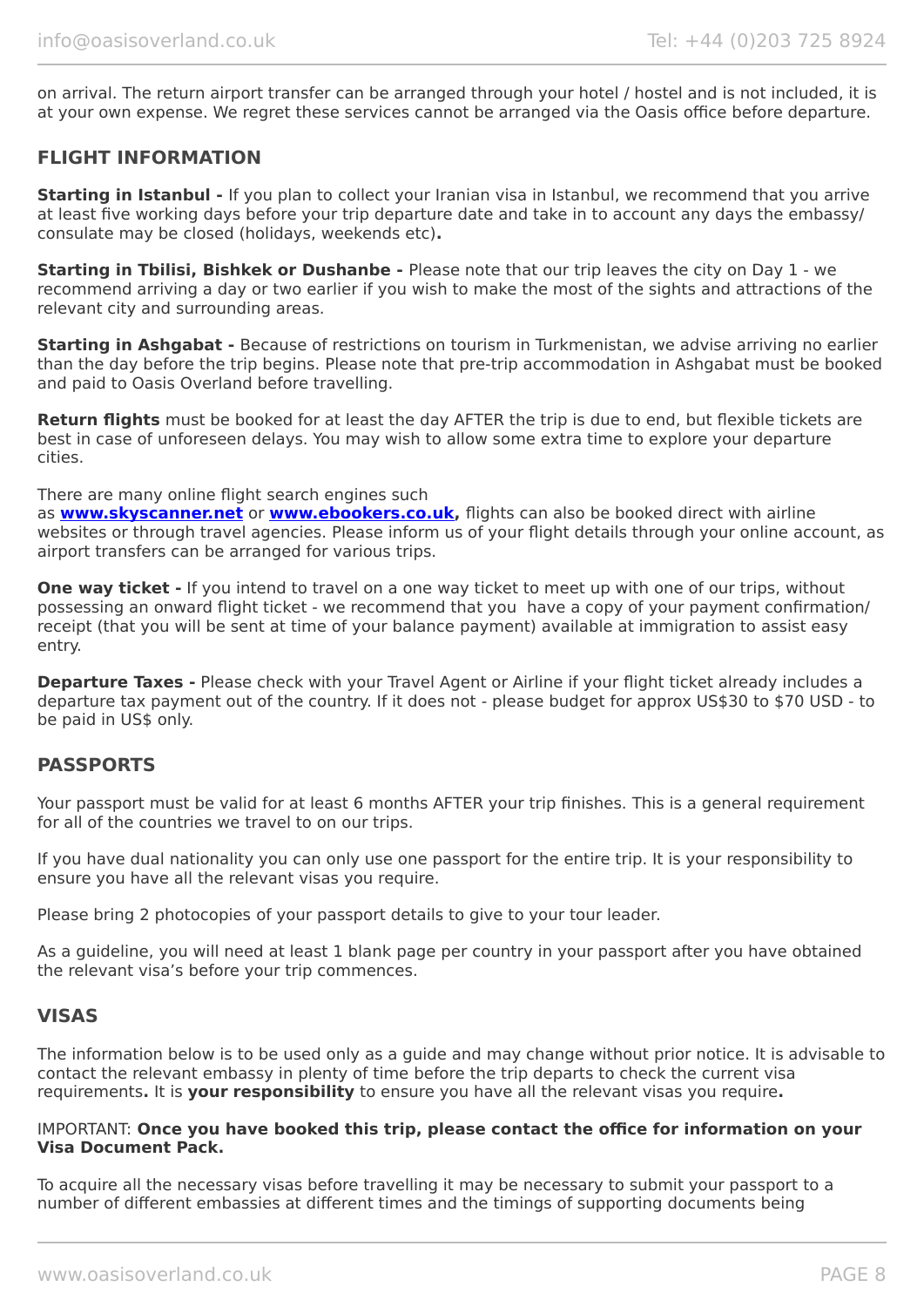on arrival. The return airport transfer can be arranged through your hotel / hostel and is not included, it is at your own expense. We regret these services cannot be arranged via the Oasis office before departure.

## FLIGHT INFORMATION

**Starting in Istanbul -** If you plan to collect your Iranian visa in Istanbul, we recommend that you arrive at least five working days before your trip departure date and take in to account any days the embassy/ consulate may be closed (holidays, weekends etc)**.**

**Starting in Tbilisi, Bishkek or Dushanbe -** Please note that our trip leaves the city on Day 1 - we recommend arriving a day or two earlier if you wish to make the most of the sights and attractions of the relevant city and surrounding areas.

**Starting in Ashgabat -** Because of restrictions on tourism in Turkmenistan, we advise arriving no earlier than the day before the trip begins. Please note that pre-trip accommodation in Ashgabat must be booked and paid to Oasis Overland before travelling.

**Return flights** must be booked for at least the day AFTER the trip is due to end, but flexible tickets are best in case of unforeseen delays. You may wish to allow some extra time to explore your departure cities.

There are many online flight search engines such as **www.skyscanner.net** or **www.ebookers.co.uk,** flights can also be booked direct with airline websites or through travel agencies. Please inform us of your flight details through your online account, as airport transfers can be arranged for various trips.

**One way ticket -** If you intend to travel on a one way ticket to meet up with one of our trips, without possessing an onward flight ticket - we recommend that you have a copy of your payment confirmation/ receipt (that you will be sent at time of your balance payment) available at immigration to assist easy entry.

**Departure Taxes -** Please check with your Travel Agent or Airline if your flight ticket already includes a departure tax payment out of the country. If it does not - please budget for approx US$30 to $70 USD - to be paid in US$ only.

## PASSPORTS

Your passport must be valid for at least 6 months AFTER your trip finishes. This is a general requirement for all of the countries we travel to on our trips.

If you have dual nationality you can only use one passport for the entire trip. It is your responsibility to ensure you have all the relevant visas you require.

Please bring 2 photocopies of your passport details to give to your tour leader.

As a guideline, you will need at least 1 blank page per country in your passport after you have obtained the relevant visa's before your trip commences.

## VISAS

The information below is to be used only as a guide and may change without prior notice. It is advisable to contact the relevant embassy in plenty of time before the trip departs to check the current visa requirements**.** It is **your responsibility** to ensure you have all the relevant visas you require**.**

IMPORTANT: **Once you have booked this trip, please contact the office for information on your Visa Document Pack.**

To acquire all the necessary visas before travelling it may be necessary to submit your passport to a number of different embassies at different times and the timings of supporting documents being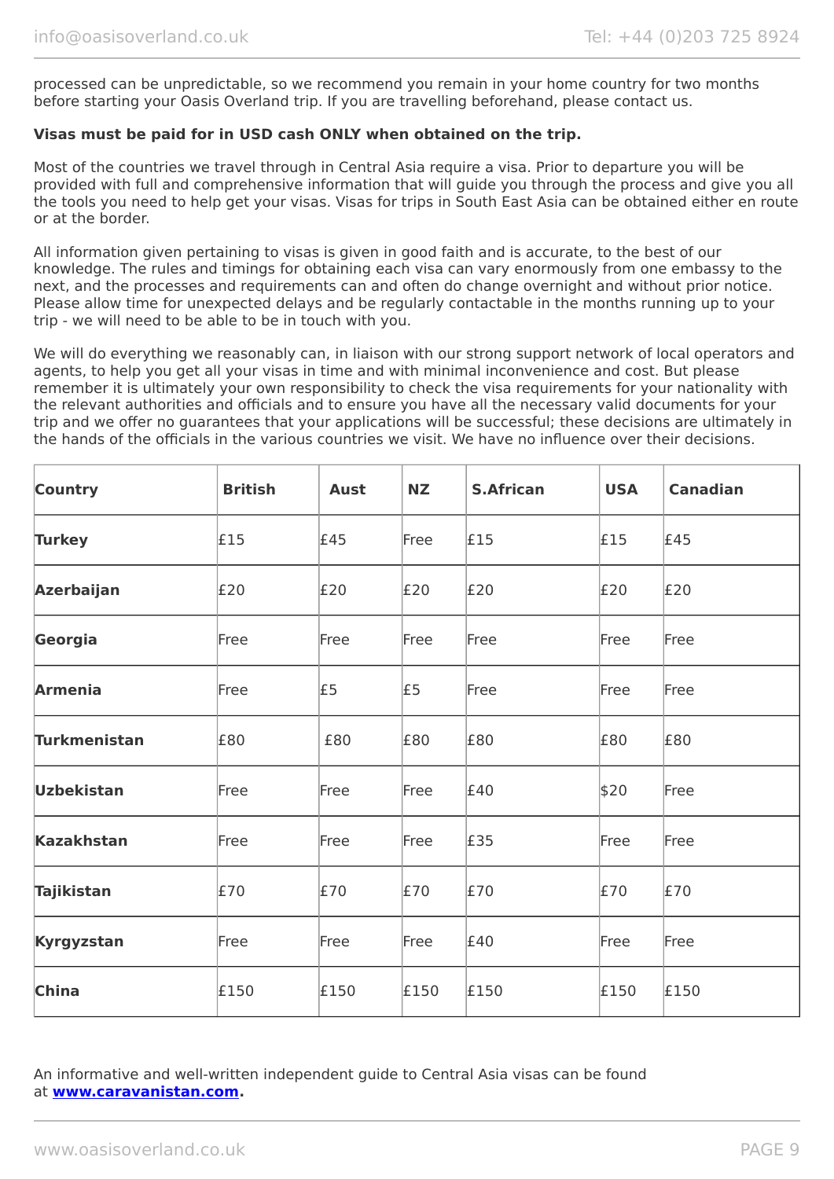processed can be unpredictable, so we recommend you remain in your home country for two months before starting your Oasis Overland trip. If you are travelling beforehand, please contact us.

**Visas must be paid for in USD cash ONLY when obtained on the trip.**

Most of the countries we travel through in Central Asia require a visa. Prior to departure you will be provided with full and comprehensive information that will guide you through the process and give you all the tools you need to help get your visas. Visas for trips in South East Asia can be obtained either en route or at the border.

All information given pertaining to visas is given in good faith and is accurate, to the best of our knowledge. The rules and timings for obtaining each visa can vary enormously from one embassy to the next, and the processes and requirements can and often do change overnight and without prior notice. Please allow time for unexpected delays and be regularly contactable in the months running up to your trip - we will need to be able to be in touch with you.

We will do everything we reasonably can, in liaison with our strong support network of local operators and agents, to help you get all your visas in time and with minimal inconvenience and cost. But please remember it is ultimately your own responsibility to check the visa requirements for your nationality with the relevant authorities and officials and to ensure you have all the necessary valid documents for your trip and we offer no guarantees that your applications will be successful; these decisions are ultimately in the hands of the officials in the various countries we visit. We have no influence over their decisions.

| Country | British | Aust | NZ | S.African | USA | Canadian |
|---|---|---|---|---|---|---|
| **Turkey** | £15 | £45 | Free | £15 | £15 | £45 |
| **Azerbaijan** | £20 | £20 | £20 | £20 | £20 | £20 |
| **Georgia** | Free | Free | Free | Free | Free | Free |
| **Armenia** | Free | £5 | £5 | Free | Free | Free |
| **Turkmenistan** | £80 | £80 | £80 | £80 | £80 | £80 |
| **Uzbekistan** | Free | Free | Free | £40 | $20 | Free |
| **Kazakhstan** | Free | Free | Free | £35 | Free | Free |
| **Tajikistan** | £70 | £70 | £70 | £70 | £70 | £70 |
| **Kyrgyzstan** | Free | Free | Free | £40 | Free | Free |
| **China** | £150 | £150 | £150 | £150 | £150 | £150 |

An informative and well-written independent guide to Central Asia visas can be found at **[www.caravanistan.com](http://www.caravanistan.com).**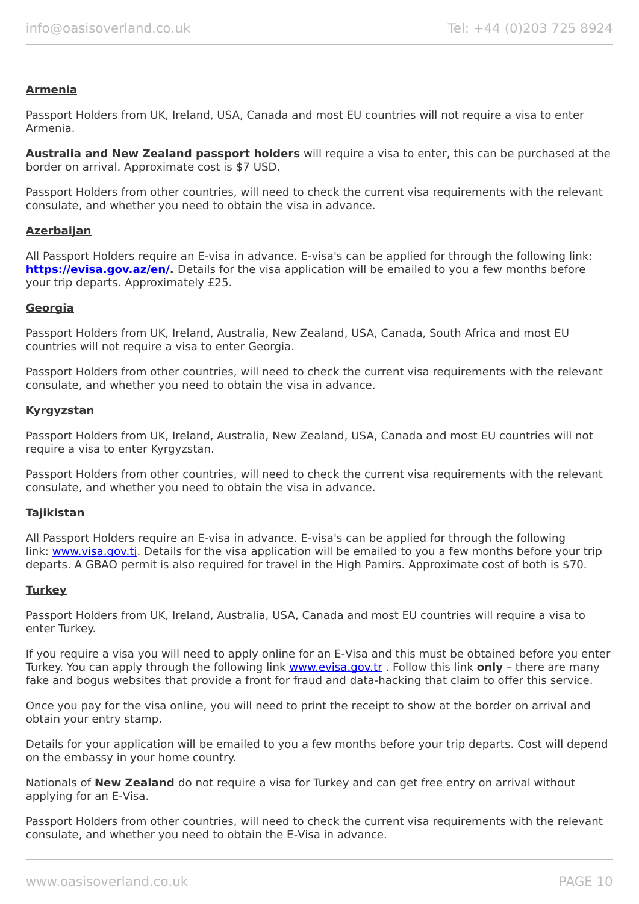**Armenia**

Passport Holders from UK, Ireland, USA, Canada and most EU countries will not require a visa to enter Armenia.

**Australia and New Zealand passport holders** will require a visa to enter, this can be purchased at the border on arrival. Approximate cost is $7 USD.

Passport Holders from other countries, will need to check the current visa requirements with the relevant consulate, and whether you need to obtain the visa in advance.

**Azerbaijan**

All Passport Holders require an E-visa in advance. E-visa's can be applied for through the following link: **https://evisa.gov.az/en/.** Details for the visa application will be emailed to you a few months before your trip departs. Approximately £25.

**Georgia**

Passport Holders from UK, Ireland, Australia, New Zealand, USA, Canada, South Africa and most EU countries will not require a visa to enter Georgia.

Passport Holders from other countries, will need to check the current visa requirements with the relevant consulate, and whether you need to obtain the visa in advance.

**Kyrgyzstan**

Passport Holders from UK, Ireland, Australia, New Zealand, USA, Canada and most EU countries will not require a visa to enter Kyrgyzstan.

Passport Holders from other countries, will need to check the current visa requirements with the relevant consulate, and whether you need to obtain the visa in advance.

**Tajikistan**

All Passport Holders require an E-visa in advance. E-visa's can be applied for through the following link: www.visa.gov.tj. Details for the visa application will be emailed to you a few months before your trip departs. A GBAO permit is also required for travel in the High Pamirs. Approximate cost of both is $70.

**Turkey**

Passport Holders from UK, Ireland, Australia, USA, Canada and most EU countries will require a visa to enter Turkey.

If you require a visa you will need to apply online for an E-Visa and this must be obtained before you enter Turkey. You can apply through the following link www.evisa.gov.tr . Follow this link **only** – there are many fake and bogus websites that provide a front for fraud and data-hacking that claim to offer this service.

Once you pay for the visa online, you will need to print the receipt to show at the border on arrival and obtain your entry stamp.

Details for your application will be emailed to you a few months before your trip departs. Cost will depend on the embassy in your home country.

Nationals of **New Zealand** do not require a visa for Turkey and can get free entry on arrival without applying for an E-Visa.

Passport Holders from other countries, will need to check the current visa requirements with the relevant consulate, and whether you need to obtain the E-Visa in advance.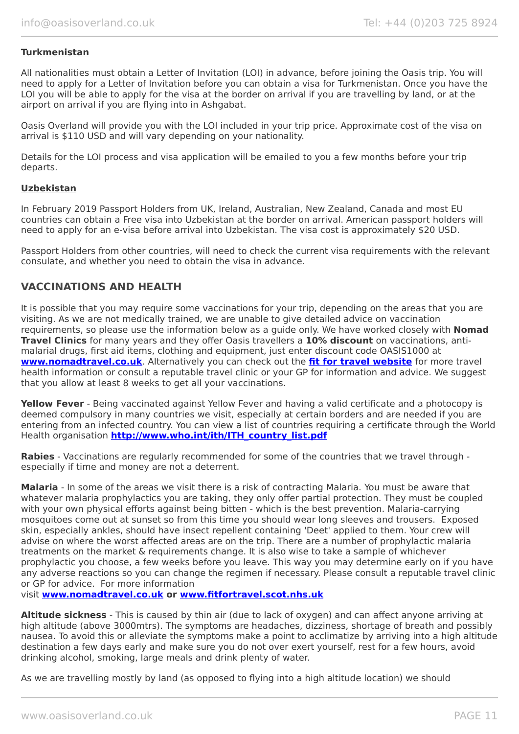**Turkmenistan**

All nationalities must obtain a Letter of Invitation (LOI) in advance, before joining the Oasis trip. You will need to apply for a Letter of Invitation before you can obtain a visa for Turkmenistan. Once you have the LOI you will be able to apply for the visa at the border on arrival if you are travelling by land, or at the airport on arrival if you are flying into in Ashgabat.

Oasis Overland will provide you with the LOI included in your trip price. Approximate cost of the visa on arrival is $110 USD and will vary depending on your nationality.

Details for the LOI process and visa application will be emailed to you a few months before your trip departs.

**Uzbekistan**

In February 2019 Passport Holders from UK, Ireland, Australian, New Zealand, Canada and most EU countries can obtain a Free visa into Uzbekistan at the border on arrival. American passport holders will need to apply for an e-visa before arrival into Uzbekistan. The visa cost is approximately $20 USD.

Passport Holders from other countries, will need to check the current visa requirements with the relevant consulate, and whether you need to obtain the visa in advance.

## VACCINATIONS AND HEALTH

It is possible that you may require some vaccinations for your trip, depending on the areas that you are visiting. As we are not medically trained, we are unable to give detailed advice on vaccination requirements, so please use the information below as a guide only. We have worked closely with **Nomad Travel Clinics** for many years and they offer Oasis travellers a **10% discount** on vaccinations, anti-malarial drugs, first aid items, clothing and equipment, just enter discount code OASIS1000 at **www.nomadtravel.co.uk**. Alternatively you can check out the **fit for travel website** for more travel health information or consult a reputable travel clinic or your GP for information and advice. We suggest that you allow at least 8 weeks to get all your vaccinations.

**Yellow Fever** - Being vaccinated against Yellow Fever and having a valid certificate and a photocopy is deemed compulsory in many countries we visit, especially at certain borders and are needed if you are entering from an infected country. You can view a list of countries requiring a certificate through the World Health organisation **http://www.who.int/ith/ITH_country_list.pdf**

**Rabies** - Vaccinations are regularly recommended for some of the countries that we travel through - especially if time and money are not a deterrent.

**Malaria** - In some of the areas we visit there is a risk of contracting Malaria. You must be aware that whatever malaria prophylactics you are taking, they only offer partial protection. They must be coupled with your own physical efforts against being bitten - which is the best prevention. Malaria-carrying mosquitoes come out at sunset so from this time you should wear long sleeves and trousers. Exposed skin, especially ankles, should have insect repellent containing 'Deet' applied to them. Your crew will advise on where the worst affected areas are on the trip. There are a number of prophylactic malaria treatments on the market & requirements change. It is also wise to take a sample of whichever prophylactic you choose, a few weeks before you leave. This way you may determine early on if you have any adverse reactions so you can change the regimen if necessary. Please consult a reputable travel clinic or GP for advice. For more information visit **www.nomadtravel.co.uk** **or** **www.fitfortravel.scot.nhs.uk**

**Altitude sickness** - This is caused by thin air (due to lack of oxygen) and can affect anyone arriving at high altitude (above 3000mtrs). The symptoms are headaches, dizziness, shortage of breath and possibly nausea. To avoid this or alleviate the symptoms make a point to acclimatize by arriving into a high altitude destination a few days early and make sure you do not over exert yourself, rest for a few hours, avoid drinking alcohol, smoking, large meals and drink plenty of water.

As we are travelling mostly by land (as opposed to flying into a high altitude location) we should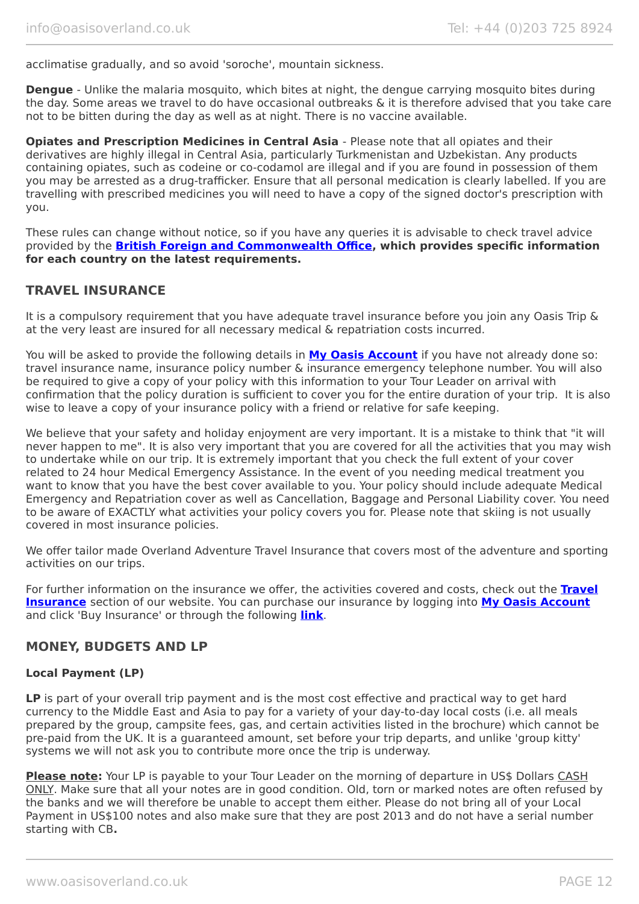acclimatise gradually, and so avoid 'soroche', mountain sickness.

**Dengue** - Unlike the malaria mosquito, which bites at night, the dengue carrying mosquito bites during the day. Some areas we travel to do have occasional outbreaks & it is therefore advised that you take care not to be bitten during the day as well as at night. There is no vaccine available.

**Opiates and Prescription Medicines in Central Asia** - Please note that all opiates and their derivatives are highly illegal in Central Asia, particularly Turkmenistan and Uzbekistan. Any products containing opiates, such as codeine or co-codamol are illegal and if you are found in possession of them you may be arrested as a drug-trafficker. Ensure that all personal medication is clearly labelled. If you are travelling with prescribed medicines you will need to have a copy of the signed doctor's prescription with you.

These rules can change without notice, so if you have any queries it is advisable to check travel advice provided by the **British Foreign and Commonwealth Office, which provides specific information for each country on the latest requirements.**

## TRAVEL INSURANCE

It is a compulsory requirement that you have adequate travel insurance before you join any Oasis Trip & at the very least are insured for all necessary medical & repatriation costs incurred.

You will be asked to provide the following details in **My Oasis Account** if you have not already done so: travel insurance name, insurance policy number & insurance emergency telephone number. You will also be required to give a copy of your policy with this information to your Tour Leader on arrival with confirmation that the policy duration is sufficient to cover you for the entire duration of your trip. It is also wise to leave a copy of your insurance policy with a friend or relative for safe keeping.

We believe that your safety and holiday enjoyment are very important. It is a mistake to think that "it will never happen to me". It is also very important that you are covered for all the activities that you may wish to undertake while on our trip. It is extremely important that you check the full extent of your cover related to 24 hour Medical Emergency Assistance. In the event of you needing medical treatment you want to know that you have the best cover available to you. Your policy should include adequate Medical Emergency and Repatriation cover as well as Cancellation, Baggage and Personal Liability cover. You need to be aware of EXACTLY what activities your policy covers you for. Please note that skiing is not usually covered in most insurance policies.

We offer tailor made Overland Adventure Travel Insurance that covers most of the adventure and sporting activities on our trips.

For further information on the insurance we offer, the activities covered and costs, check out the **Travel Insurance** section of our website. You can purchase our insurance by logging into **My Oasis Account** and click 'Buy Insurance' or through the following **link**.

## MONEY, BUDGETS AND LP

### Local Payment (LP)

**LP** is part of your overall trip payment and is the most cost effective and practical way to get hard currency to the Middle East and Asia to pay for a variety of your day-to-day local costs (i.e. all meals prepared by the group, campsite fees, gas, and certain activities listed in the brochure) which cannot be pre-paid from the UK. It is a guaranteed amount, set before your trip departs, and unlike 'group kitty' systems we will not ask you to contribute more once the trip is underway.

**Please note:** Your LP is payable to your Tour Leader on the morning of departure in US$ Dollars CASH ONLY. Make sure that all your notes are in good condition. Old, torn or marked notes are often refused by the banks and we will therefore be unable to accept them either. Please do not bring all of your Local Payment in US$100 notes and also make sure that they are post 2013 and do not have a serial number starting with CB**.**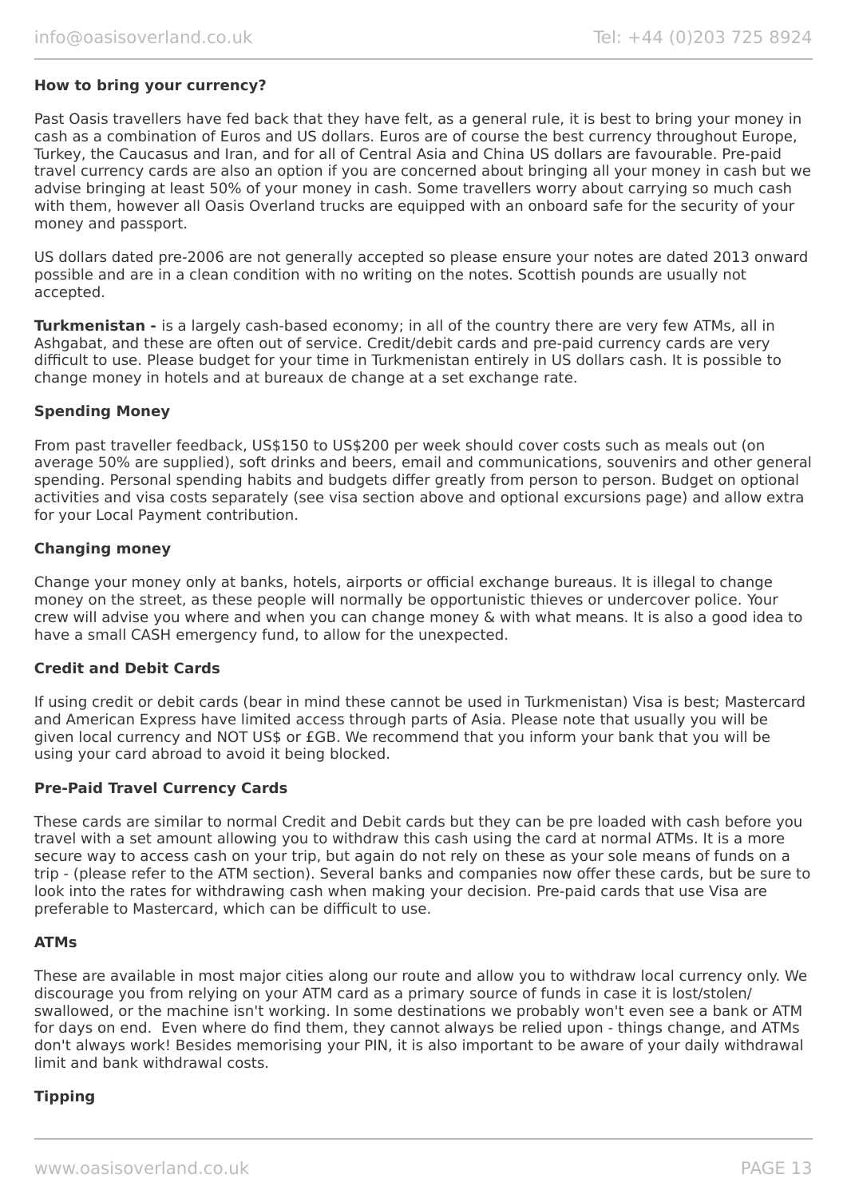### How to bring your currency?

Past Oasis travellers have fed back that they have felt, as a general rule, it is best to bring your money in cash as a combination of Euros and US dollars. Euros are of course the best currency throughout Europe, Turkey, the Caucasus and Iran, and for all of Central Asia and China US dollars are favourable. Pre-paid travel currency cards are also an option if you are concerned about bringing all your money in cash but we advise bringing at least 50% of your money in cash. Some travellers worry about carrying so much cash with them, however all Oasis Overland trucks are equipped with an onboard safe for the security of your money and passport.

US dollars dated pre-2006 are not generally accepted so please ensure your notes are dated 2013 onward possible and are in a clean condition with no writing on the notes. Scottish pounds are usually not accepted.

**Turkmenistan -** is a largely cash-based economy; in all of the country there are very few ATMs, all in Ashgabat, and these are often out of service. Credit/debit cards and pre-paid currency cards are very difficult to use. Please budget for your time in Turkmenistan entirely in US dollars cash. It is possible to change money in hotels and at bureaux de change at a set exchange rate.

### Spending Money

From past traveller feedback, US$150 to US$200 per week should cover costs such as meals out (on average 50% are supplied), soft drinks and beers, email and communications, souvenirs and other general spending. Personal spending habits and budgets differ greatly from person to person. Budget on optional activities and visa costs separately (see visa section above and optional excursions page) and allow extra for your Local Payment contribution.

### Changing money

Change your money only at banks, hotels, airports or official exchange bureaus. It is illegal to change money on the street, as these people will normally be opportunistic thieves or undercover police. Your crew will advise you where and when you can change money & with what means. It is also a good idea to have a small CASH emergency fund, to allow for the unexpected.

### Credit and Debit Cards

If using credit or debit cards (bear in mind these cannot be used in Turkmenistan) Visa is best; Mastercard and American Express have limited access through parts of Asia. Please note that usually you will be given local currency and NOT US$ or £GB. We recommend that you inform your bank that you will be using your card abroad to avoid it being blocked.

### Pre-Paid Travel Currency Cards

These cards are similar to normal Credit and Debit cards but they can be pre loaded with cash before you travel with a set amount allowing you to withdraw this cash using the card at normal ATMs. It is a more secure way to access cash on your trip, but again do not rely on these as your sole means of funds on a trip - (please refer to the ATM section). Several banks and companies now offer these cards, but be sure to look into the rates for withdrawing cash when making your decision. Pre-paid cards that use Visa are preferable to Mastercard, which can be difficult to use.

### ATMs

These are available in most major cities along our route and allow you to withdraw local currency only. We discourage you from relying on your ATM card as a primary source of funds in case it is lost/stolen/ swallowed, or the machine isn't working. In some destinations we probably won't even see a bank or ATM for days on end. Even where do find them, they cannot always be relied upon - things change, and ATMs don't always work! Besides memorising your PIN, it is also important to be aware of your daily withdrawal limit and bank withdrawal costs.

### Tipping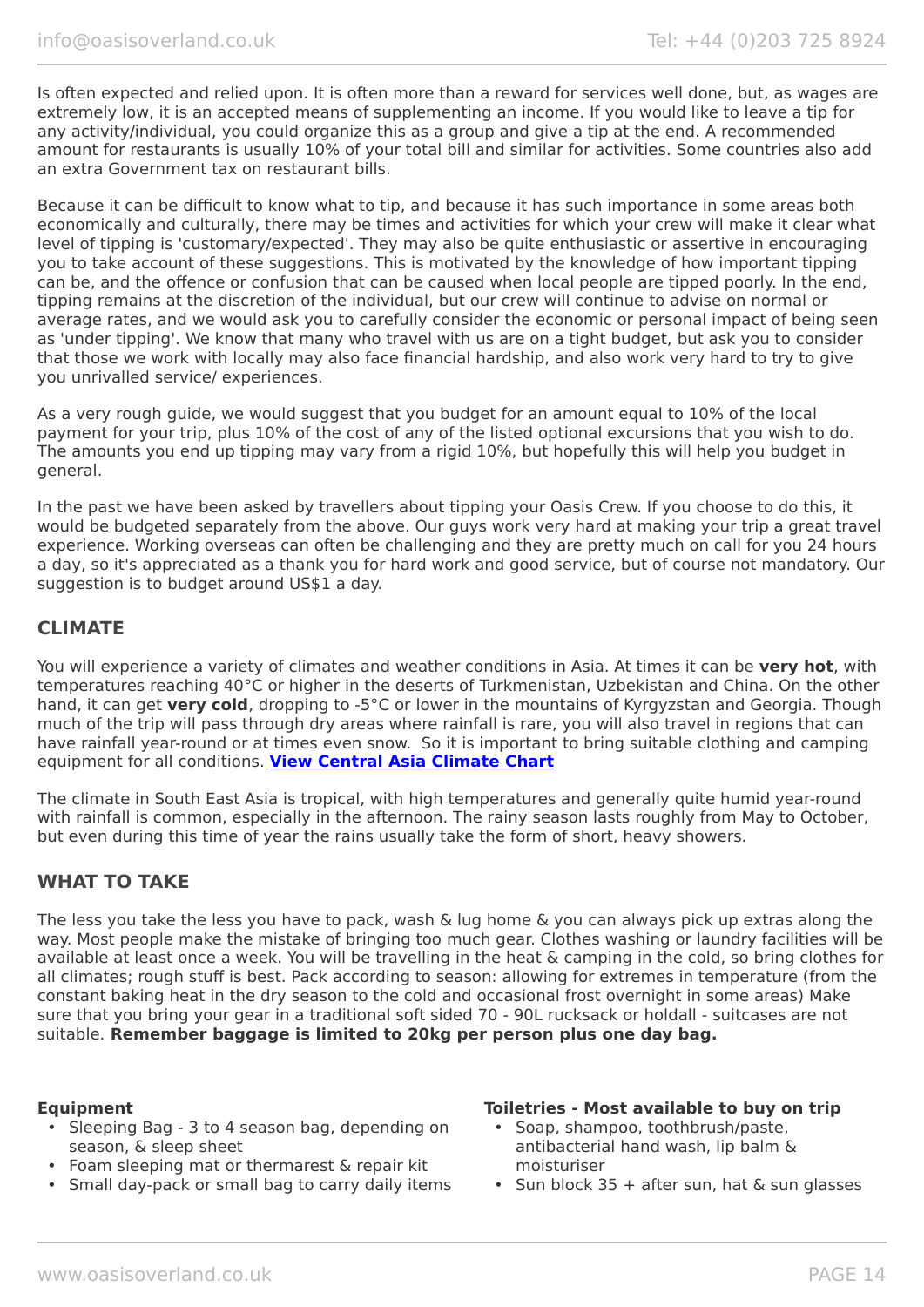Is often expected and relied upon. It is often more than a reward for services well done, but, as wages are extremely low, it is an accepted means of supplementing an income. If you would like to leave a tip for any activity/individual, you could organize this as a group and give a tip at the end. A recommended amount for restaurants is usually 10% of your total bill and similar for activities. Some countries also add an extra Government tax on restaurant bills.

Because it can be difficult to know what to tip, and because it has such importance in some areas both economically and culturally, there may be times and activities for which your crew will make it clear what level of tipping is 'customary/expected'. They may also be quite enthusiastic or assertive in encouraging you to take account of these suggestions. This is motivated by the knowledge of how important tipping can be, and the offence or confusion that can be caused when local people are tipped poorly. In the end, tipping remains at the discretion of the individual, but our crew will continue to advise on normal or average rates, and we would ask you to carefully consider the economic or personal impact of being seen as 'under tipping'. We know that many who travel with us are on a tight budget, but ask you to consider that those we work with locally may also face financial hardship, and also work very hard to try to give you unrivalled service/ experiences.

As a very rough guide, we would suggest that you budget for an amount equal to 10% of the local payment for your trip, plus 10% of the cost of any of the listed optional excursions that you wish to do. The amounts you end up tipping may vary from a rigid 10%, but hopefully this will help you budget in general.

In the past we have been asked by travellers about tipping your Oasis Crew. If you choose to do this, it would be budgeted separately from the above. Our guys work very hard at making your trip a great travel experience. Working overseas can often be challenging and they are pretty much on call for you 24 hours a day, so it's appreciated as a thank you for hard work and good service, but of course not mandatory. Our suggestion is to budget around US$1 a day.

## CLIMATE

You will experience a variety of climates and weather conditions in Asia. At times it can be **very hot**, with temperatures reaching 40°C or higher in the deserts of Turkmenistan, Uzbekistan and China. On the other hand, it can get **very cold**, dropping to -5°C or lower in the mountains of Kyrgyzstan and Georgia. Though much of the trip will pass through dry areas where rainfall is rare, you will also travel in regions that can have rainfall year-round or at times even snow. So it is important to bring suitable clothing and camping equipment for all conditions. **View Central Asia Climate Chart**

The climate in South East Asia is tropical, with high temperatures and generally quite humid year-round with rainfall is common, especially in the afternoon. The rainy season lasts roughly from May to October, but even during this time of year the rains usually take the form of short, heavy showers.

## WHAT TO TAKE

The less you take the less you have to pack, wash & lug home & you can always pick up extras along the way. Most people make the mistake of bringing too much gear. Clothes washing or laundry facilities will be available at least once a week. You will be travelling in the heat & camping in the cold, so bring clothes for all climates; rough stuff is best. Pack according to season: allowing for extremes in temperature (from the constant baking heat in the dry season to the cold and occasional frost overnight in some areas) Make sure that you bring your gear in a traditional soft sided 70 - 90L rucksack or holdall - suitcases are not suitable. **Remember baggage is limited to 20kg per person plus one day bag.**

**Equipment**

- Sleeping Bag - 3 to 4 season bag, depending on season, & sleep sheet
- Foam sleeping mat or thermarest & repair kit
- Small day-pack or small bag to carry daily items

**Toiletries - Most available to buy on trip**

- Soap, shampoo, toothbrush/paste, antibacterial hand wash, lip balm & moisturiser
- Sun block 35 + after sun, hat & sun glasses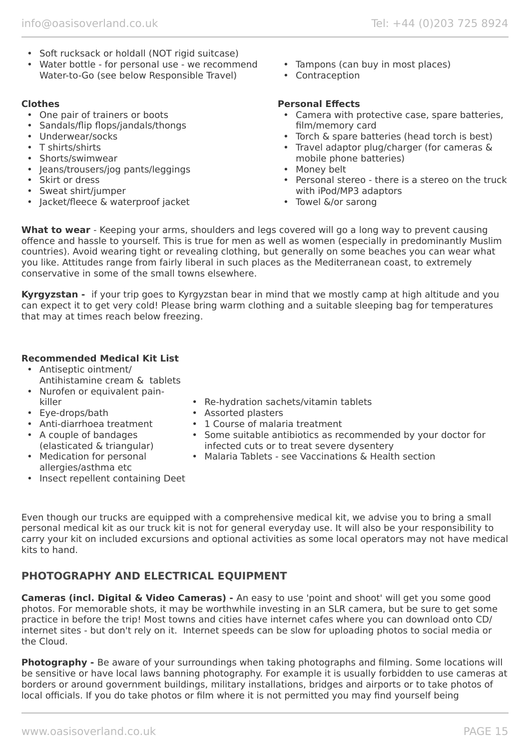- Soft rucksack or holdall (NOT rigid suitcase)
- Water bottle - for personal use - we recommend Water-to-Go (see below Responsible Travel)
- Tampons (can buy in most places)
- Contraception

**Clothes**

- One pair of trainers or boots
- Sandals/flip flops/jandals/thongs
- Underwear/socks
- T shirts/shirts
- Shorts/swimwear
- Jeans/trousers/jog pants/leggings
- Skirt or dress
- Sweat shirt/jumper
- Jacket/fleece & waterproof jacket

**Personal Effects**

- Camera with protective case, spare batteries, film/memory card
- Torch & spare batteries (head torch is best)
- Travel adaptor plug/charger (for cameras & mobile phone batteries)
- Money belt
- Personal stereo - there is a stereo on the truck with iPod/MP3 adaptors
- Towel &/or sarong

**What to wear** - Keeping your arms, shoulders and legs covered will go a long way to prevent causing offence and hassle to yourself. This is true for men as well as women (especially in predominantly Muslim countries). Avoid wearing tight or revealing clothing, but generally on some beaches you can wear what you like. Attitudes range from fairly liberal in such places as the Mediterranean coast, to extremely conservative in some of the small towns elsewhere.

**Kyrgyzstan -** if your trip goes to Kyrgyzstan bear in mind that we mostly camp at high altitude and you can expect it to get very cold! Please bring warm clothing and a suitable sleeping bag for temperatures that may at times reach below freezing.

**Recommended Medical Kit List**

- Antiseptic ointment/ Antihistamine cream & tablets
- Nurofen or equivalent pain-killer
- Eye-drops/bath
- Anti-diarrhoea treatment
- A couple of bandages (elasticated & triangular)
- Medication for personal allergies/asthma etc
- Insect repellent containing Deet
- Re-hydration sachets/vitamin tablets
- Assorted plasters
- 1 Course of malaria treatment
- Some suitable antibiotics as recommended by your doctor for infected cuts or to treat severe dysentery
- Malaria Tablets - see Vaccinations & Health section

Even though our trucks are equipped with a comprehensive medical kit, we advise you to bring a small personal medical kit as our truck kit is not for general everyday use. It will also be your responsibility to carry your kit on included excursions and optional activities as some local operators may not have medical kits to hand.

## PHOTOGRAPHY AND ELECTRICAL EQUIPMENT

**Cameras (incl. Digital & Video Cameras) -** An easy to use 'point and shoot' will get you some good photos. For memorable shots, it may be worthwhile investing in an SLR camera, but be sure to get some practice in before the trip! Most towns and cities have internet cafes where you can download onto CD/ internet sites - but don't rely on it. Internet speeds can be slow for uploading photos to social media or the Cloud.

**Photography -** Be aware of your surroundings when taking photographs and filming. Some locations will be sensitive or have local laws banning photography. For example it is usually forbidden to use cameras at borders or around government buildings, military installations, bridges and airports or to take photos of local officials. If you do take photos or film where it is not permitted you may find yourself being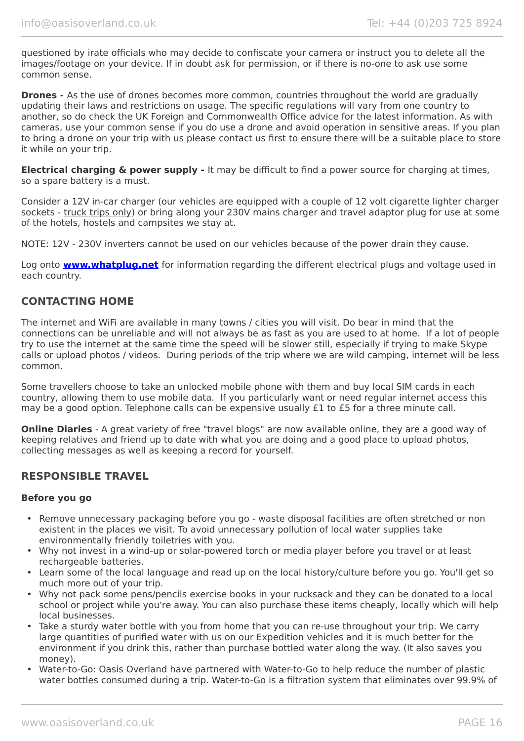questioned by irate officials who may decide to confiscate your camera or instruct you to delete all the images/footage on your device. If in doubt ask for permission, or if there is no-one to ask use some common sense.

**Drones -** As the use of drones becomes more common, countries throughout the world are gradually updating their laws and restrictions on usage. The specific regulations will vary from one country to another, so do check the UK Foreign and Commonwealth Office advice for the latest information. As with cameras, use your common sense if you do use a drone and avoid operation in sensitive areas. If you plan to bring a drone on your trip with us please contact us first to ensure there will be a suitable place to store it while on your trip.

**Electrical charging & power supply -** It may be difficult to find a power source for charging at times, so a spare battery is a must.

Consider a 12V in-car charger (our vehicles are equipped with a couple of 12 volt cigarette lighter charger sockets - truck trips only) or bring along your 230V mains charger and travel adaptor plug for use at some of the hotels, hostels and campsites we stay at.

NOTE: 12V - 230V inverters cannot be used on our vehicles because of the power drain they cause.

Log onto **www.whatplug.net** for information regarding the different electrical plugs and voltage used in each country.

## CONTACTING HOME

The internet and WiFi are available in many towns / cities you will visit. Do bear in mind that the connections can be unreliable and will not always be as fast as you are used to at home. If a lot of people try to use the internet at the same time the speed will be slower still, especially if trying to make Skype calls or upload photos / videos. During periods of the trip where we are wild camping, internet will be less common.

Some travellers choose to take an unlocked mobile phone with them and buy local SIM cards in each country, allowing them to use mobile data. If you particularly want or need regular internet access this may be a good option. Telephone calls can be expensive usually £1 to £5 for a three minute call.

**Online Diaries** - A great variety of free "travel blogs" are now available online, they are a good way of keeping relatives and friend up to date with what you are doing and a good place to upload photos, collecting messages as well as keeping a record for yourself.

## RESPONSIBLE TRAVEL

### Before you go

- Remove unnecessary packaging before you go - waste disposal facilities are often stretched or non existent in the places we visit. To avoid unnecessary pollution of local water supplies take environmentally friendly toiletries with you.
- Why not invest in a wind-up or solar-powered torch or media player before you travel or at least rechargeable batteries.
- Learn some of the local language and read up on the local history/culture before you go. You'll get so much more out of your trip.
- Why not pack some pens/pencils exercise books in your rucksack and they can be donated to a local school or project while you're away. You can also purchase these items cheaply, locally which will help local businesses.
- Take a sturdy water bottle with you from home that you can re-use throughout your trip. We carry large quantities of purified water with us on our Expedition vehicles and it is much better for the environment if you drink this, rather than purchase bottled water along the way. (It also saves you money).
- Water-to-Go: Oasis Overland have partnered with Water-to-Go to help reduce the number of plastic water bottles consumed during a trip. Water-to-Go is a filtration system that eliminates over 99.9% of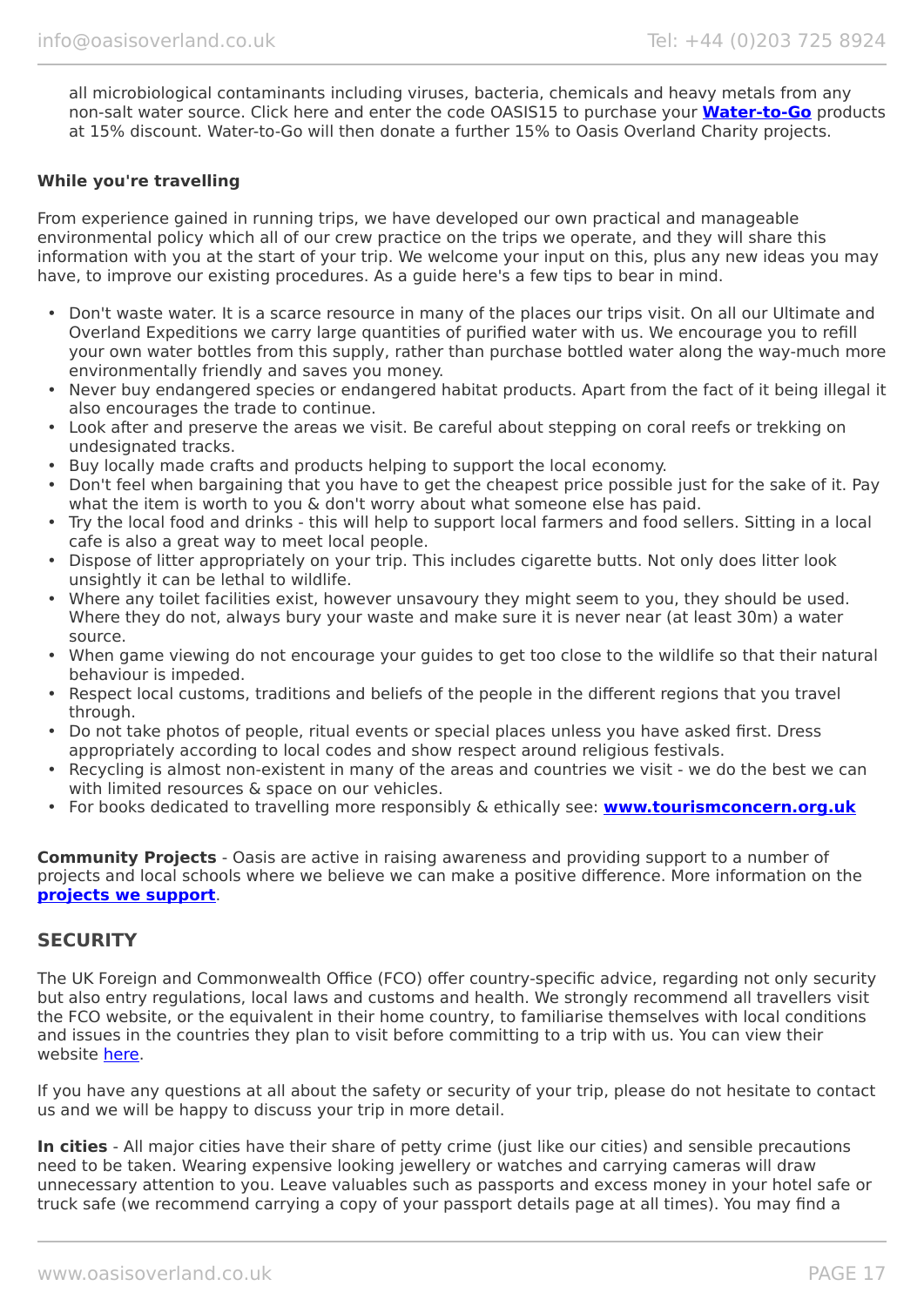all microbiological contaminants including viruses, bacteria, chemicals and heavy metals from any non-salt water source. Click here and enter the code OASIS15 to purchase your **Water-to-Go** products at 15% discount. Water-to-Go will then donate a further 15% to Oasis Overland Charity projects.

**While you're travelling**

From experience gained in running trips, we have developed our own practical and manageable environmental policy which all of our crew practice on the trips we operate, and they will share this information with you at the start of your trip. We welcome your input on this, plus any new ideas you may have, to improve our existing procedures. As a guide here's a few tips to bear in mind.

- Don't waste water. It is a scarce resource in many of the places our trips visit. On all our Ultimate and Overland Expeditions we carry large quantities of purified water with us. We encourage you to refill your own water bottles from this supply, rather than purchase bottled water along the way-much more environmentally friendly and saves you money.
- Never buy endangered species or endangered habitat products. Apart from the fact of it being illegal it also encourages the trade to continue.
- Look after and preserve the areas we visit. Be careful about stepping on coral reefs or trekking on undesignated tracks.
- Buy locally made crafts and products helping to support the local economy.
- Don't feel when bargaining that you have to get the cheapest price possible just for the sake of it. Pay what the item is worth to you & don't worry about what someone else has paid.
- Try the local food and drinks - this will help to support local farmers and food sellers. Sitting in a local cafe is also a great way to meet local people.
- Dispose of litter appropriately on your trip. This includes cigarette butts. Not only does litter look unsightly it can be lethal to wildlife.
- Where any toilet facilities exist, however unsavoury they might seem to you, they should be used. Where they do not, always bury your waste and make sure it is never near (at least 30m) a water source.
- When game viewing do not encourage your guides to get too close to the wildlife so that their natural behaviour is impeded.
- Respect local customs, traditions and beliefs of the people in the different regions that you travel through.
- Do not take photos of people, ritual events or special places unless you have asked first. Dress appropriately according to local codes and show respect around religious festivals.
- Recycling is almost non-existent in many of the areas and countries we visit - we do the best we can with limited resources & space on our vehicles.
- For books dedicated to travelling more responsibly & ethically see: **www.tourismconcern.org.uk**

**Community Projects** - Oasis are active in raising awareness and providing support to a number of projects and local schools where we believe we can make a positive difference. More information on the **projects we support**.

## SECURITY

The UK Foreign and Commonwealth Office (FCO) offer country-specific advice, regarding not only security but also entry regulations, local laws and customs and health. We strongly recommend all travellers visit the FCO website, or the equivalent in their home country, to familiarise themselves with local conditions and issues in the countries they plan to visit before committing to a trip with us. You can view their website here.

If you have any questions at all about the safety or security of your trip, please do not hesitate to contact us and we will be happy to discuss your trip in more detail.

**In cities** - All major cities have their share of petty crime (just like our cities) and sensible precautions need to be taken. Wearing expensive looking jewellery or watches and carrying cameras will draw unnecessary attention to you. Leave valuables such as passports and excess money in your hotel safe or truck safe (we recommend carrying a copy of your passport details page at all times). You may find a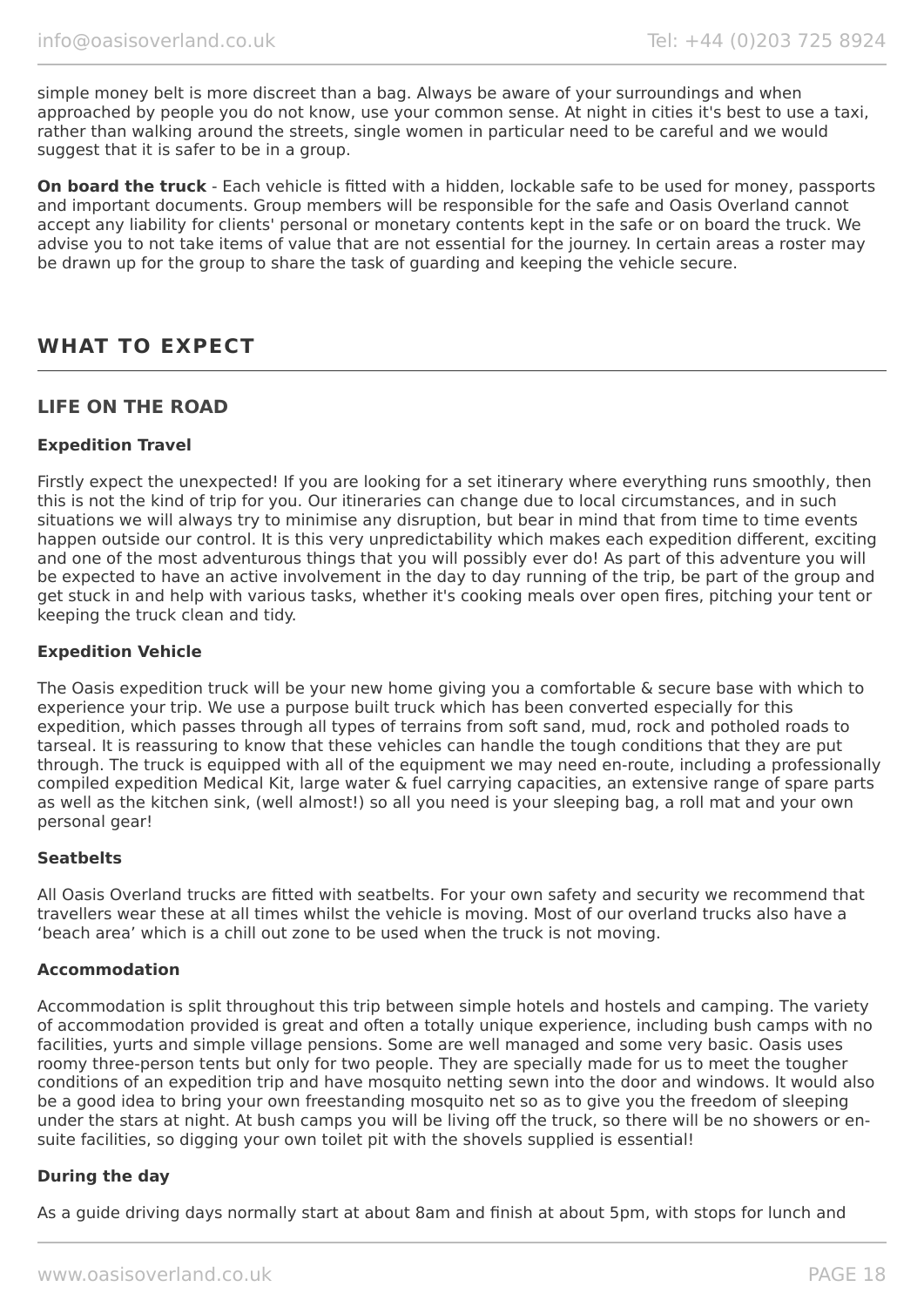simple money belt is more discreet than a bag. Always be aware of your surroundings and when approached by people you do not know, use your common sense. At night in cities it's best to use a taxi, rather than walking around the streets, single women in particular need to be careful and we would suggest that it is safer to be in a group.

**On board the truck** - Each vehicle is fitted with a hidden, lockable safe to be used for money, passports and important documents. Group members will be responsible for the safe and Oasis Overland cannot accept any liability for clients' personal or monetary contents kept in the safe or on board the truck. We advise you to not take items of value that are not essential for the journey. In certain areas a roster may be drawn up for the group to share the task of guarding and keeping the vehicle secure.

## WHAT TO EXPECT

### LIFE ON THE ROAD

**Expedition Travel**

Firstly expect the unexpected! If you are looking for a set itinerary where everything runs smoothly, then this is not the kind of trip for you. Our itineraries can change due to local circumstances, and in such situations we will always try to minimise any disruption, but bear in mind that from time to time events happen outside our control. It is this very unpredictability which makes each expedition different, exciting and one of the most adventurous things that you will possibly ever do! As part of this adventure you will be expected to have an active involvement in the day to day running of the trip, be part of the group and get stuck in and help with various tasks, whether it's cooking meals over open fires, pitching your tent or keeping the truck clean and tidy.

**Expedition Vehicle**

The Oasis expedition truck will be your new home giving you a comfortable & secure base with which to experience your trip. We use a purpose built truck which has been converted especially for this expedition, which passes through all types of terrains from soft sand, mud, rock and potholed roads to tarseal. It is reassuring to know that these vehicles can handle the tough conditions that they are put through. The truck is equipped with all of the equipment we may need en-route, including a professionally compiled expedition Medical Kit, large water & fuel carrying capacities, an extensive range of spare parts as well as the kitchen sink, (well almost!) so all you need is your sleeping bag, a roll mat and your own personal gear!

**Seatbelts**

All Oasis Overland trucks are fitted with seatbelts. For your own safety and security we recommend that travellers wear these at all times whilst the vehicle is moving. Most of our overland trucks also have a 'beach area' which is a chill out zone to be used when the truck is not moving.

**Accommodation**

Accommodation is split throughout this trip between simple hotels and hostels and camping. The variety of accommodation provided is great and often a totally unique experience, including bush camps with no facilities, yurts and simple village pensions. Some are well managed and some very basic. Oasis uses roomy three-person tents but only for two people. They are specially made for us to meet the tougher conditions of an expedition trip and have mosquito netting sewn into the door and windows. It would also be a good idea to bring your own freestanding mosquito net so as to give you the freedom of sleeping under the stars at night. At bush camps you will be living off the truck, so there will be no showers or en-suite facilities, so digging your own toilet pit with the shovels supplied is essential!

**During the day**

As a guide driving days normally start at about 8am and finish at about 5pm, with stops for lunch and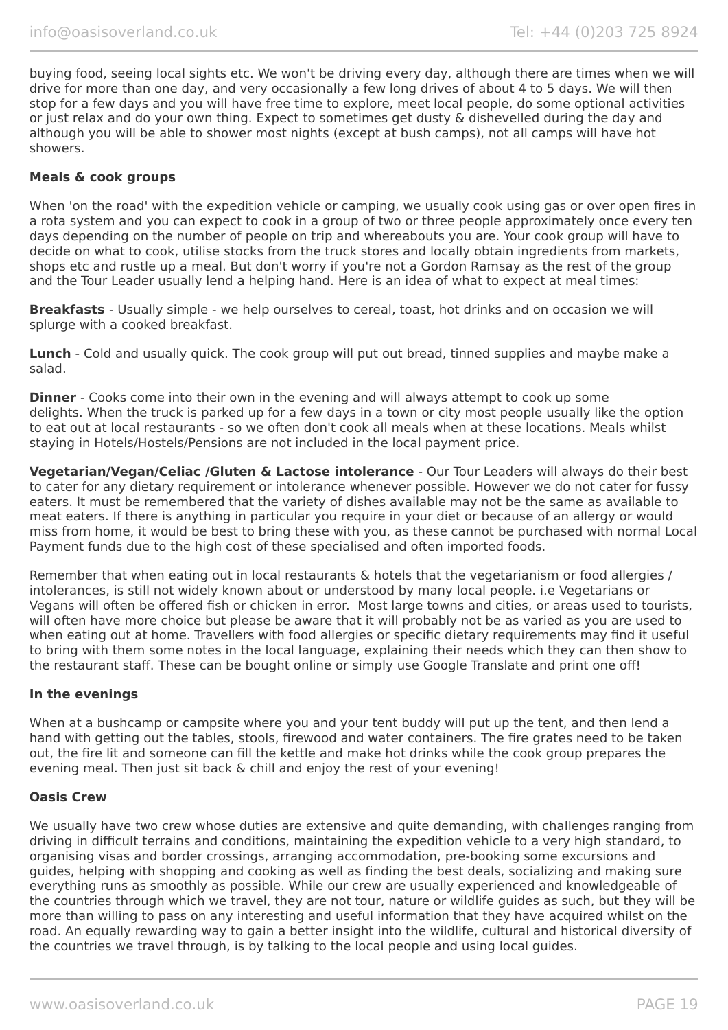buying food, seeing local sights etc. We won't be driving every day, although there are times when we will drive for more than one day, and very occasionally a few long drives of about 4 to 5 days. We will then stop for a few days and you will have free time to explore, meet local people, do some optional activities or just relax and do your own thing. Expect to sometimes get dusty & dishevelled during the day and although you will be able to shower most nights (except at bush camps), not all camps will have hot showers.

**Meals & cook groups**

When 'on the road' with the expedition vehicle or camping, we usually cook using gas or over open fires in a rota system and you can expect to cook in a group of two or three people approximately once every ten days depending on the number of people on trip and whereabouts you are. Your cook group will have to decide on what to cook, utilise stocks from the truck stores and locally obtain ingredients from markets, shops etc and rustle up a meal. But don't worry if you're not a Gordon Ramsay as the rest of the group and the Tour Leader usually lend a helping hand. Here is an idea of what to expect at meal times:

**Breakfasts** - Usually simple - we help ourselves to cereal, toast, hot drinks and on occasion we will splurge with a cooked breakfast.

**Lunch** - Cold and usually quick. The cook group will put out bread, tinned supplies and maybe make a salad.

**Dinner** - Cooks come into their own in the evening and will always attempt to cook up some delights. When the truck is parked up for a few days in a town or city most people usually like the option to eat out at local restaurants - so we often don't cook all meals when at these locations. Meals whilst staying in Hotels/Hostels/Pensions are not included in the local payment price.

**Vegetarian/Vegan/Celiac /Gluten & Lactose intolerance** - Our Tour Leaders will always do their best to cater for any dietary requirement or intolerance whenever possible. However we do not cater for fussy eaters. It must be remembered that the variety of dishes available may not be the same as available to meat eaters. If there is anything in particular you require in your diet or because of an allergy or would miss from home, it would be best to bring these with you, as these cannot be purchased with normal Local Payment funds due to the high cost of these specialised and often imported foods.

Remember that when eating out in local restaurants & hotels that the vegetarianism or food allergies / intolerances, is still not widely known about or understood by many local people. i.e Vegetarians or Vegans will often be offered fish or chicken in error. Most large towns and cities, or areas used to tourists, will often have more choice but please be aware that it will probably not be as varied as you are used to when eating out at home. Travellers with food allergies or specific dietary requirements may find it useful to bring with them some notes in the local language, explaining their needs which they can then show to the restaurant staff. These can be bought online or simply use Google Translate and print one off!

**In the evenings**

When at a bushcamp or campsite where you and your tent buddy will put up the tent, and then lend a hand with getting out the tables, stools, firewood and water containers. The fire grates need to be taken out, the fire lit and someone can fill the kettle and make hot drinks while the cook group prepares the evening meal. Then just sit back & chill and enjoy the rest of your evening!

**Oasis Crew**

We usually have two crew whose duties are extensive and quite demanding, with challenges ranging from driving in difficult terrains and conditions, maintaining the expedition vehicle to a very high standard, to organising visas and border crossings, arranging accommodation, pre-booking some excursions and guides, helping with shopping and cooking as well as finding the best deals, socializing and making sure everything runs as smoothly as possible. While our crew are usually experienced and knowledgeable of the countries through which we travel, they are not tour, nature or wildlife guides as such, but they will be more than willing to pass on any interesting and useful information that they have acquired whilst on the road. An equally rewarding way to gain a better insight into the wildlife, cultural and historical diversity of the countries we travel through, is by talking to the local people and using local guides.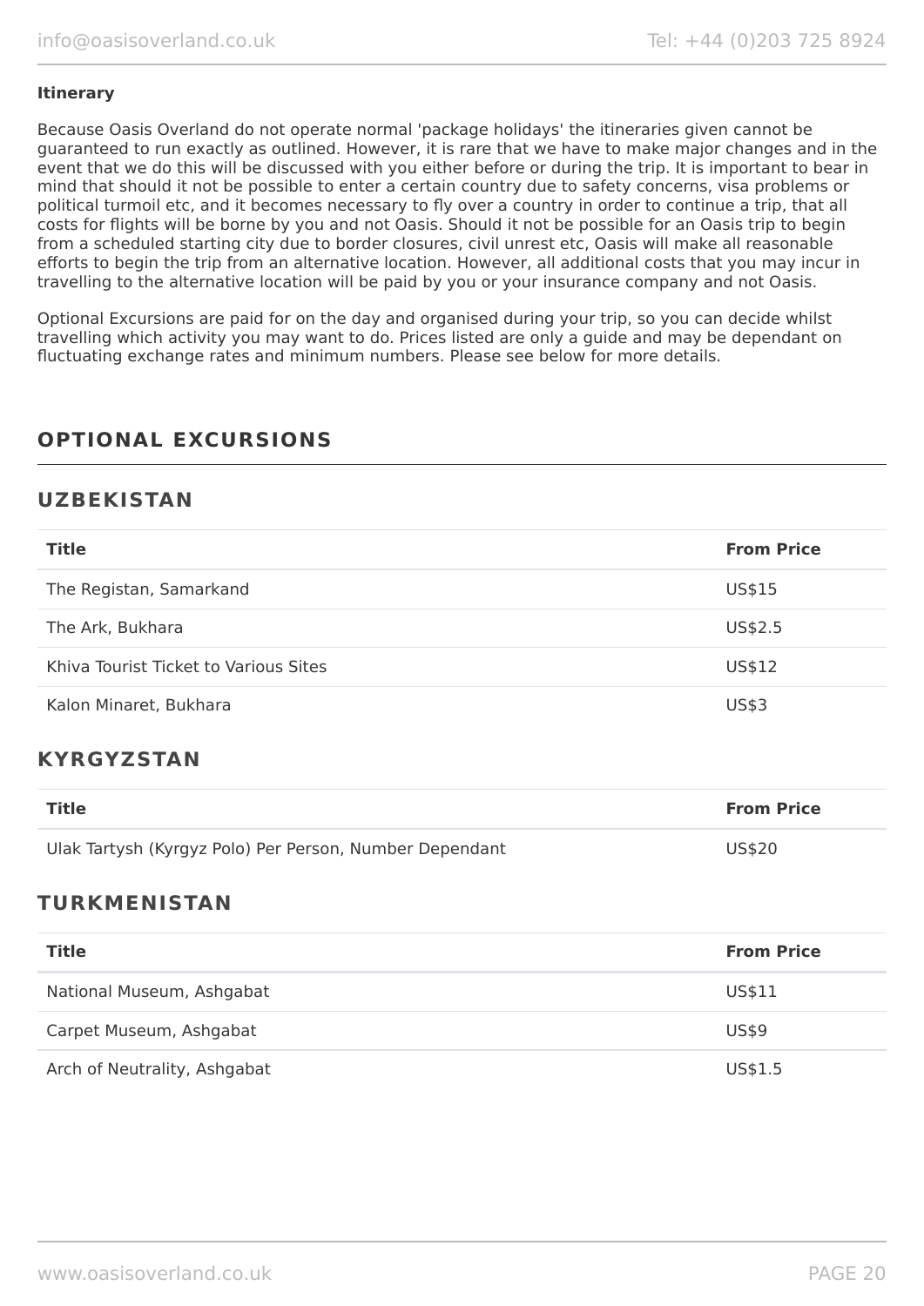**Itinerary**

Because Oasis Overland do not operate normal 'package holidays' the itineraries given cannot be guaranteed to run exactly as outlined. However, it is rare that we have to make major changes and in the event that we do this will be discussed with you either before or during the trip. It is important to bear in mind that should it not be possible to enter a certain country due to safety concerns, visa problems or political turmoil etc, and it becomes necessary to fly over a country in order to continue a trip, that all costs for flights will be borne by you and not Oasis. Should it not be possible for an Oasis trip to begin from a scheduled starting city due to border closures, civil unrest etc, Oasis will make all reasonable efforts to begin the trip from an alternative location. However, all additional costs that you may incur in travelling to the alternative location will be paid by you or your insurance company and not Oasis.

Optional Excursions are paid for on the day and organised during your trip, so you can decide whilst travelling which activity you may want to do. Prices listed are only a guide and may be dependant on fluctuating exchange rates and minimum numbers. Please see below for more details.

## OPTIONAL EXCURSIONS

### UZBEKISTAN

| Title | From Price |
|---|---|
| The Registan, Samarkand | US$15 |
| The Ark, Bukhara | US$2.5 |
| Khiva Tourist Ticket to Various Sites | US$12 |
| Kalon Minaret, Bukhara | US$3 |

### KYRGYZSTAN

| Title | From Price |
|---|---|
| Ulak Tartysh (Kyrgyz Polo) Per Person, Number Dependant | US$20 |

### TURKMENISTAN

| Title | From Price |
|---|---|
| National Museum, Ashgabat | US$11 |
| Carpet Museum, Ashgabat | US$9 |
| Arch of Neutrality, Ashgabat | US$1.5 |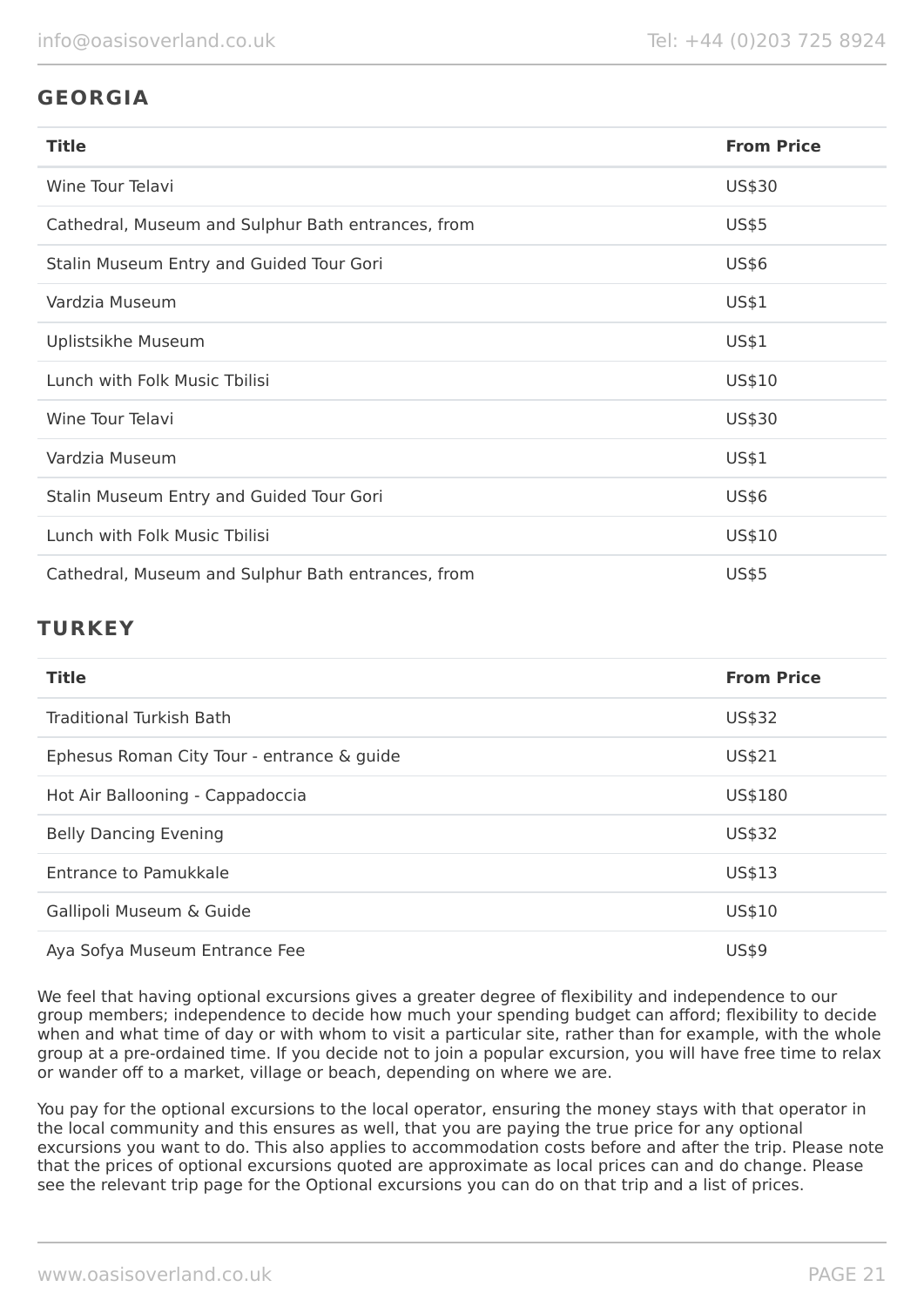## GEORGIA

| Title | From Price |
|---|---|
| Wine Tour Telavi | US$30 |
| Cathedral, Museum and Sulphur Bath entrances, from | US$5 |
| Stalin Museum Entry and Guided Tour Gori | US$6 |
| Vardzia Museum | US$1 |
| Uplistsikhe Museum | US$1 |
| Lunch with Folk Music Tbilisi | US$10 |
| Wine Tour Telavi | US$30 |
| Vardzia Museum | US$1 |
| Stalin Museum Entry and Guided Tour Gori | US$6 |
| Lunch with Folk Music Tbilisi | US$10 |
| Cathedral, Museum and Sulphur Bath entrances, from | US$5 |

## TURKEY

| Title | From Price |
|---|---|
| Traditional Turkish Bath | US$32 |
| Ephesus Roman City Tour - entrance & guide | US$21 |
| Hot Air Ballooning - Cappadoccia | US$180 |
| Belly Dancing Evening | US$32 |
| Entrance to Pamukkale | US$13 |
| Gallipoli Museum & Guide | US$10 |
| Aya Sofya Museum Entrance Fee | US$9 |

We feel that having optional excursions gives a greater degree of flexibility and independence to our group members; independence to decide how much your spending budget can afford; flexibility to decide when and what time of day or with whom to visit a particular site, rather than for example, with the whole group at a pre-ordained time. If you decide not to join a popular excursion, you will have free time to relax or wander off to a market, village or beach, depending on where we are.

You pay for the optional excursions to the local operator, ensuring the money stays with that operator in the local community and this ensures as well, that you are paying the true price for any optional excursions you want to do. This also applies to accommodation costs before and after the trip. Please note that the prices of optional excursions quoted are approximate as local prices can and do change. Please see the relevant trip page for the Optional excursions you can do on that trip and a list of prices.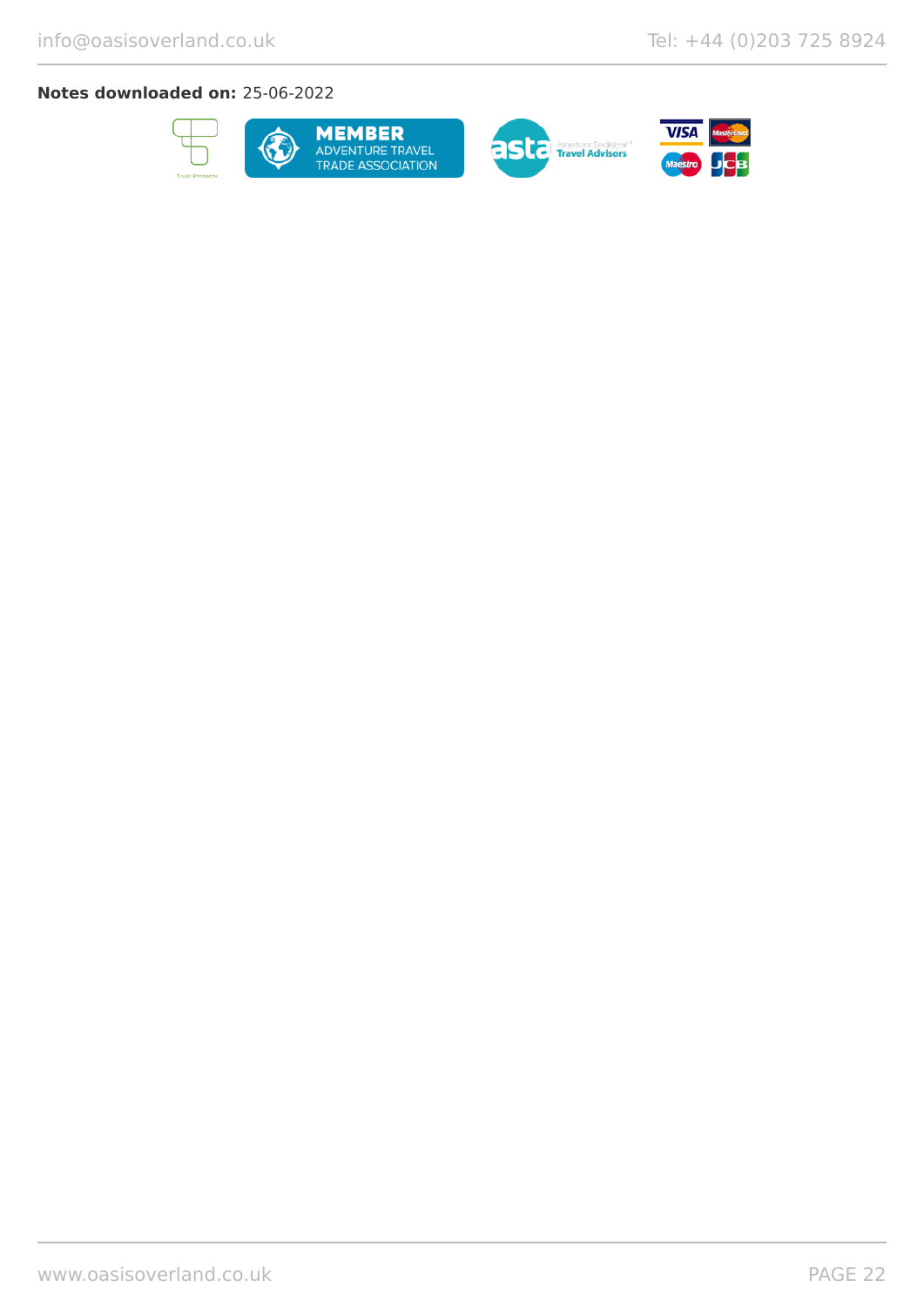**Notes downloaded on:** 25-06-2022